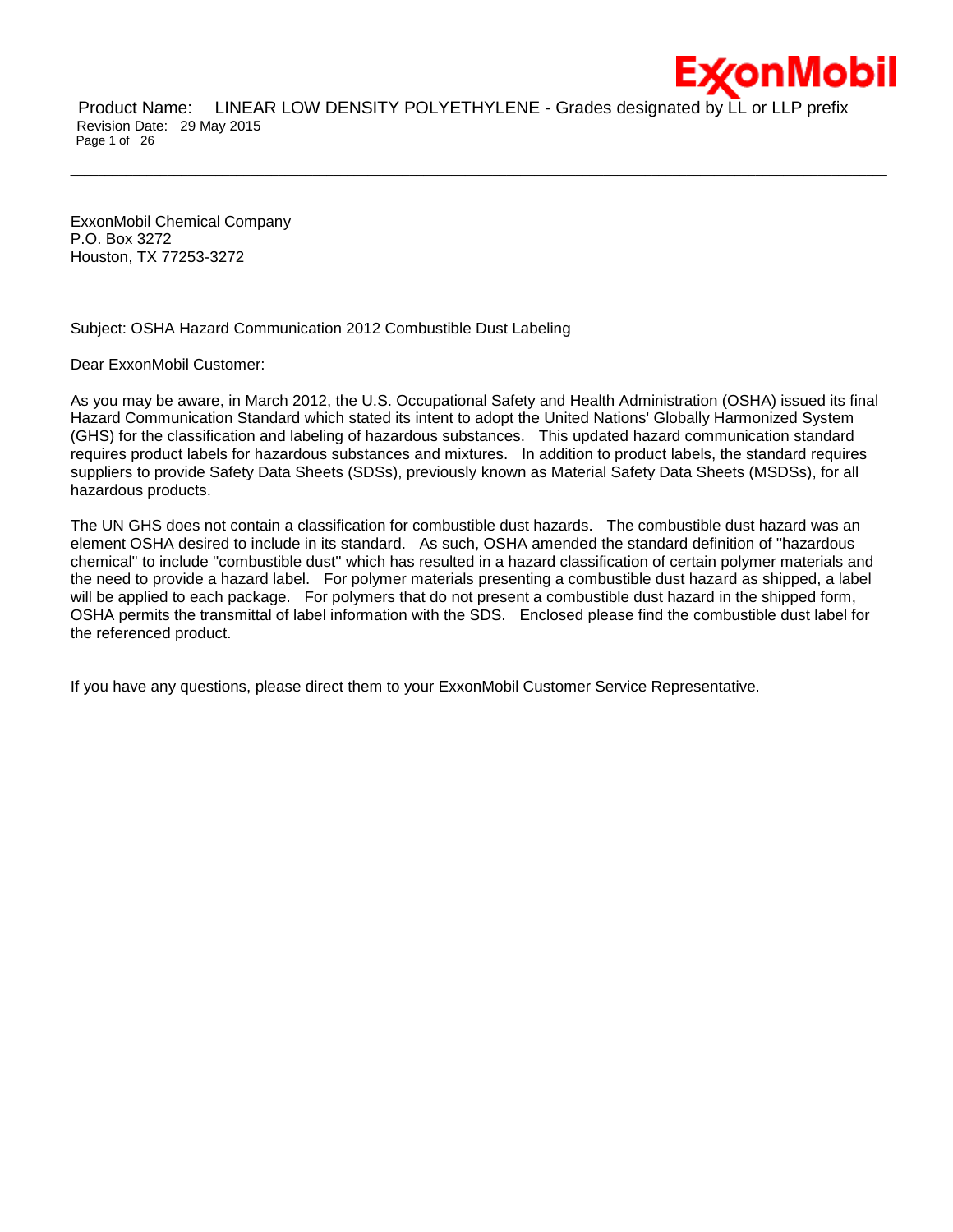ExxonMobil Chemical Company
P.O. Box 3272
Houston, TX 77253-3272

Subject: OSHA Hazard Communication 2012 Combustible Dust Labeling

Dear ExxonMobil Customer:

As you may be aware, in March 2012, the U.S. Occupational Safety and Health Administration (OSHA) issued its final Hazard Communication Standard which stated its intent to adopt the United Nations' Globally Harmonized System (GHS) for the classification and labeling of hazardous substances. This updated hazard communication standard requires product labels for hazardous substances and mixtures. In addition to product labels, the standard requires suppliers to provide Safety Data Sheets (SDSs), previously known as Material Safety Data Sheets (MSDSs), for all hazardous products.

The UN GHS does not contain a classification for combustible dust hazards. The combustible dust hazard was an element OSHA desired to include in its standard. As such, OSHA amended the standard definition of "hazardous chemical" to include "combustible dust" which has resulted in a hazard classification of certain polymer materials and the need to provide a hazard label. For polymer materials presenting a combustible dust hazard as shipped, a label will be applied to each package. For polymers that do not present a combustible dust hazard in the shipped form, OSHA permits the transmittal of label information with the SDS. Enclosed please find the combustible dust label for the referenced product.

If you have any questions, please direct them to your ExxonMobil Customer Service Representative.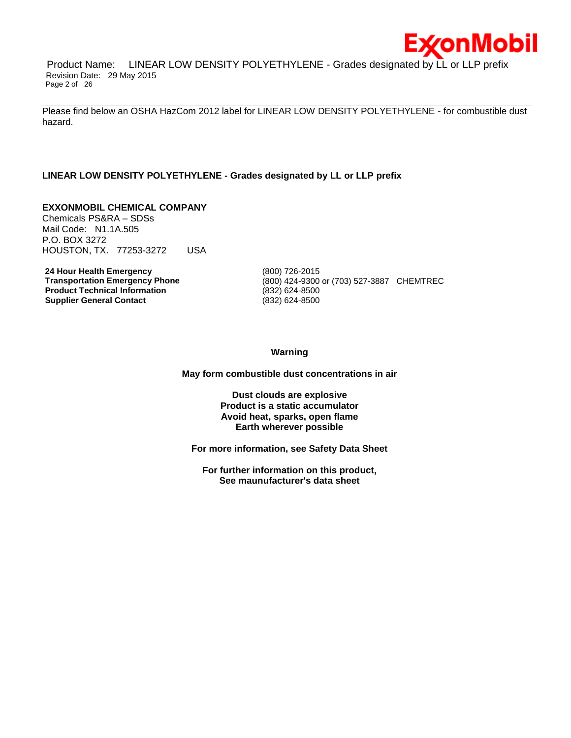Please find below an OSHA HazCom 2012 label for LINEAR LOW DENSITY POLYETHYLENE - for combustible dust hazard.

**LINEAR LOW DENSITY POLYETHYLENE - Grades designated by LL or LLP prefix**

**EXXONMOBIL CHEMICAL COMPANY**
Chemicals PS&RA – SDSs
Mail Code: N1.1A.505
P.O. BOX 3272
HOUSTON, TX. 77253-3272 USA

| | |
|---|---|
| **24 Hour Health Emergency** | (800) 726-2015 |
| **Transportation Emergency Phone** | (800) 424-9300 or (703) 527-3887 CHEMTREC |
| **Product Technical Information** | (832) 624-8500 |
| **Supplier General Contact** | (832) 624-8500 |

**Warning**

**May form combustible dust concentrations in air**

**Dust clouds are explosive**
**Product is a static accumulator**
**Avoid heat, sparks, open flame**
**Earth wherever possible**

**For more information, see Safety Data Sheet**

**For further information on this product,**
**See maunufacturer's data sheet**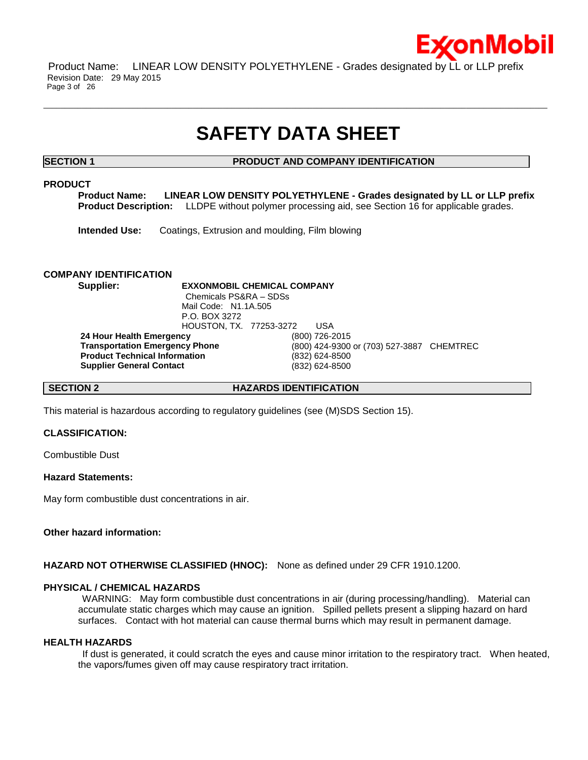# SAFETY DATA SHEET

## SECTION 1 PRODUCT AND COMPANY IDENTIFICATION

### PRODUCT

**Product Name:** **LINEAR LOW DENSITY POLYETHYLENE - Grades designated by LL or LLP prefix**
**Product Description:** LLDPE without polymer processing aid, see Section 16 for applicable grades.

**Intended Use:** Coatings, Extrusion and moulding, Film blowing

### COMPANY IDENTIFICATION

**Supplier:** **EXXONMOBIL CHEMICAL COMPANY**
Chemicals PS&RA – SDSs
Mail Code: N1.1A.505
P.O. BOX 3272
HOUSTON, TX. 77253-3272 USA

| | |
|---|---|
| **24 Hour Health Emergency** | (800) 726-2015 |
| **Transportation Emergency Phone** | (800) 424-9300 or (703) 527-3887 CHEMTREC |
| **Product Technical Information** | (832) 624-8500 |
| **Supplier General Contact** | (832) 624-8500 |

## SECTION 2 HAZARDS IDENTIFICATION

This material is hazardous according to regulatory guidelines (see (M)SDS Section 15).

**CLASSIFICATION:**

Combustible Dust

**Hazard Statements:**

May form combustible dust concentrations in air.

**Other hazard information:**

**HAZARD NOT OTHERWISE CLASSIFIED (HNOC):** None as defined under 29 CFR 1910.1200.

### PHYSICAL / CHEMICAL HAZARDS

WARNING: May form combustible dust concentrations in air (during processing/handling). Material can accumulate static charges which may cause an ignition. Spilled pellets present a slipping hazard on hard surfaces. Contact with hot material can cause thermal burns which may result in permanent damage.

### HEALTH HAZARDS

If dust is generated, it could scratch the eyes and cause minor irritation to the respiratory tract. When heated, the vapors/fumes given off may cause respiratory tract irritation.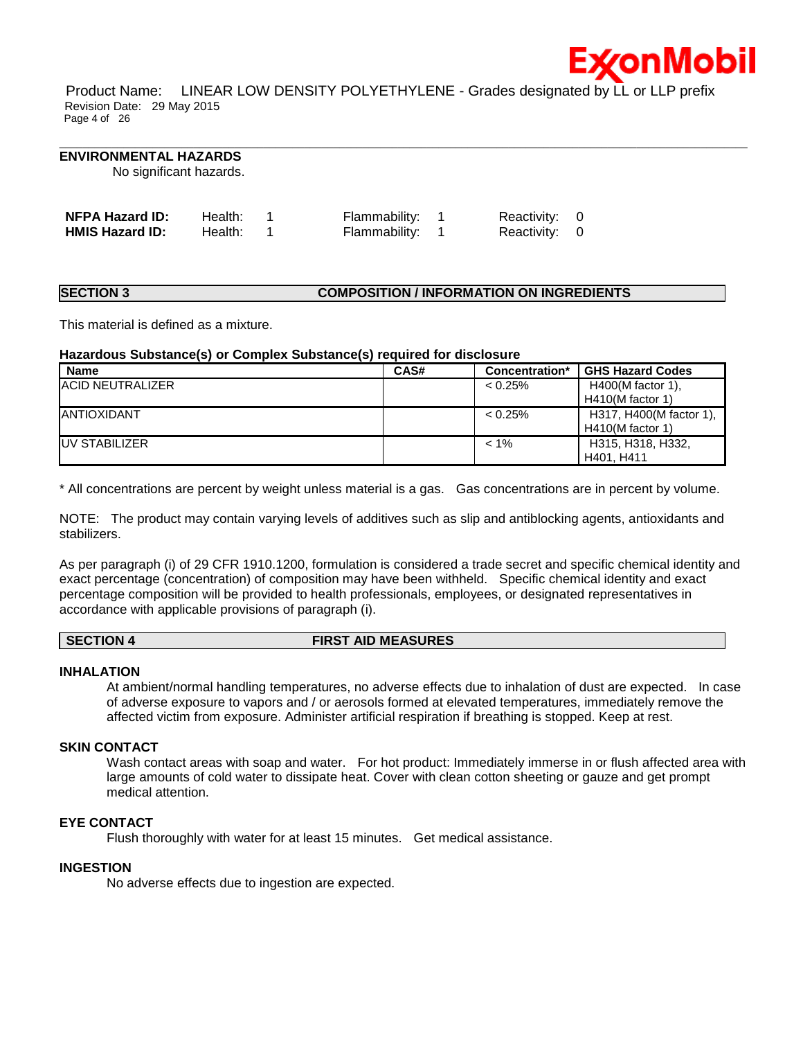### ENVIRONMENTAL HAZARDS

No significant hazards.

| | | | |
|---|---|---|---|
| **NFPA Hazard ID:** | Health: 1 | Flammability: 1 | Reactivity: 0 |
| **HMIS Hazard ID:** | Health: 1 | Flammability: 1 | Reactivity: 0 |

## SECTION 3 COMPOSITION / INFORMATION ON INGREDIENTS

This material is defined as a mixture.

**Hazardous Substance(s) or Complex Substance(s) required for disclosure**

| Name | CAS# | Concentration* | GHS Hazard Codes |
|---|---|---|---|
| ACID NEUTRALIZER | | < 0.25% | H400(M factor 1), H410(M factor 1) |
| ANTIOXIDANT | | < 0.25% | H317, H400(M factor 1), H410(M factor 1) |
| UV STABILIZER | | < 1% | H315, H318, H332, H401, H411 |

* All concentrations are percent by weight unless material is a gas. Gas concentrations are in percent by volume.

NOTE: The product may contain varying levels of additives such as slip and antiblocking agents, antioxidants and stabilizers.

As per paragraph (i) of 29 CFR 1910.1200, formulation is considered a trade secret and specific chemical identity and exact percentage (concentration) of composition may have been withheld. Specific chemical identity and exact percentage composition will be provided to health professionals, employees, or designated representatives in accordance with applicable provisions of paragraph (i).

## SECTION 4 FIRST AID MEASURES

### INHALATION

At ambient/normal handling temperatures, no adverse effects due to inhalation of dust are expected. In case of adverse exposure to vapors and / or aerosols formed at elevated temperatures, immediately remove the affected victim from exposure. Administer artificial respiration if breathing is stopped. Keep at rest.

### SKIN CONTACT

Wash contact areas with soap and water. For hot product: Immediately immerse in or flush affected area with large amounts of cold water to dissipate heat. Cover with clean cotton sheeting or gauze and get prompt medical attention.

### EYE CONTACT

Flush thoroughly with water for at least 15 minutes. Get medical assistance.

### INGESTION

No adverse effects due to ingestion are expected.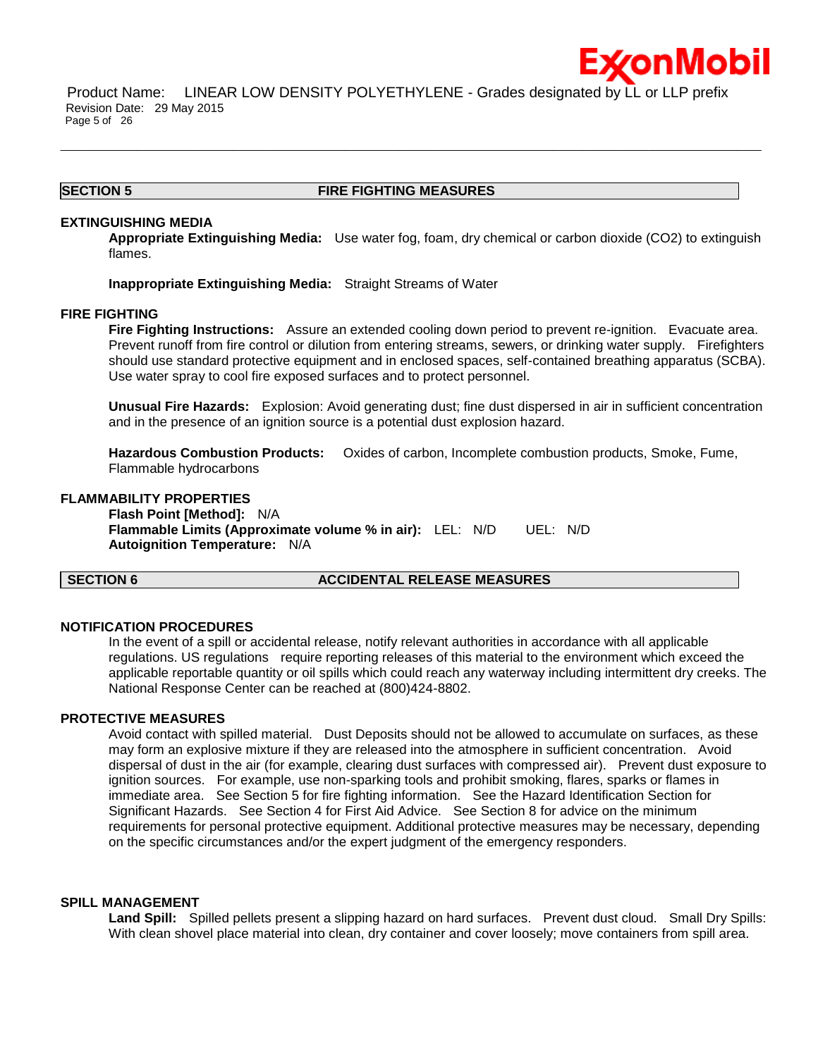## SECTION 5 FIRE FIGHTING MEASURES

### EXTINGUISHING MEDIA

**Appropriate Extinguishing Media:** Use water fog, foam, dry chemical or carbon dioxide ($CO_2$) to extinguish flames.

**Inappropriate Extinguishing Media:** Straight Streams of Water

### FIRE FIGHTING

**Fire Fighting Instructions:** Assure an extended cooling down period to prevent re-ignition. Evacuate area. Prevent runoff from fire control or dilution from entering streams, sewers, or drinking water supply. Firefighters should use standard protective equipment and in enclosed spaces, self-contained breathing apparatus (SCBA). Use water spray to cool fire exposed surfaces and to protect personnel.

**Unusual Fire Hazards:** Explosion: Avoid generating dust; fine dust dispersed in air in sufficient concentration and in the presence of an ignition source is a potential dust explosion hazard.

**Hazardous Combustion Products:** Oxides of carbon, Incomplete combustion products, Smoke, Fume, Flammable hydrocarbons

### FLAMMABILITY PROPERTIES

**Flash Point [Method]:** N/A
**Flammable Limits (Approximate volume % in air):** LEL: N/D UEL: N/D
**Autoignition Temperature:** N/A

## SECTION 6 ACCIDENTAL RELEASE MEASURES

### NOTIFICATION PROCEDURES

In the event of a spill or accidental release, notify relevant authorities in accordance with all applicable regulations. US regulations require reporting releases of this material to the environment which exceed the applicable reportable quantity or oil spills which could reach any waterway including intermittent dry creeks. The National Response Center can be reached at (800)424-8802.

### PROTECTIVE MEASURES

Avoid contact with spilled material. Dust Deposits should not be allowed to accumulate on surfaces, as these may form an explosive mixture if they are released into the atmosphere in sufficient concentration. Avoid dispersal of dust in the air (for example, clearing dust surfaces with compressed air). Prevent dust exposure to ignition sources. For example, use non-sparking tools and prohibit smoking, flares, sparks or flames in immediate area. See Section 5 for fire fighting information. See the Hazard Identification Section for Significant Hazards. See Section 4 for First Aid Advice. See Section 8 for advice on the minimum requirements for personal protective equipment. Additional protective measures may be necessary, depending on the specific circumstances and/or the expert judgment of the emergency responders.

### SPILL MANAGEMENT

**Land Spill:** Spilled pellets present a slipping hazard on hard surfaces. Prevent dust cloud. Small Dry Spills: With clean shovel place material into clean, dry container and cover loosely; move containers from spill area.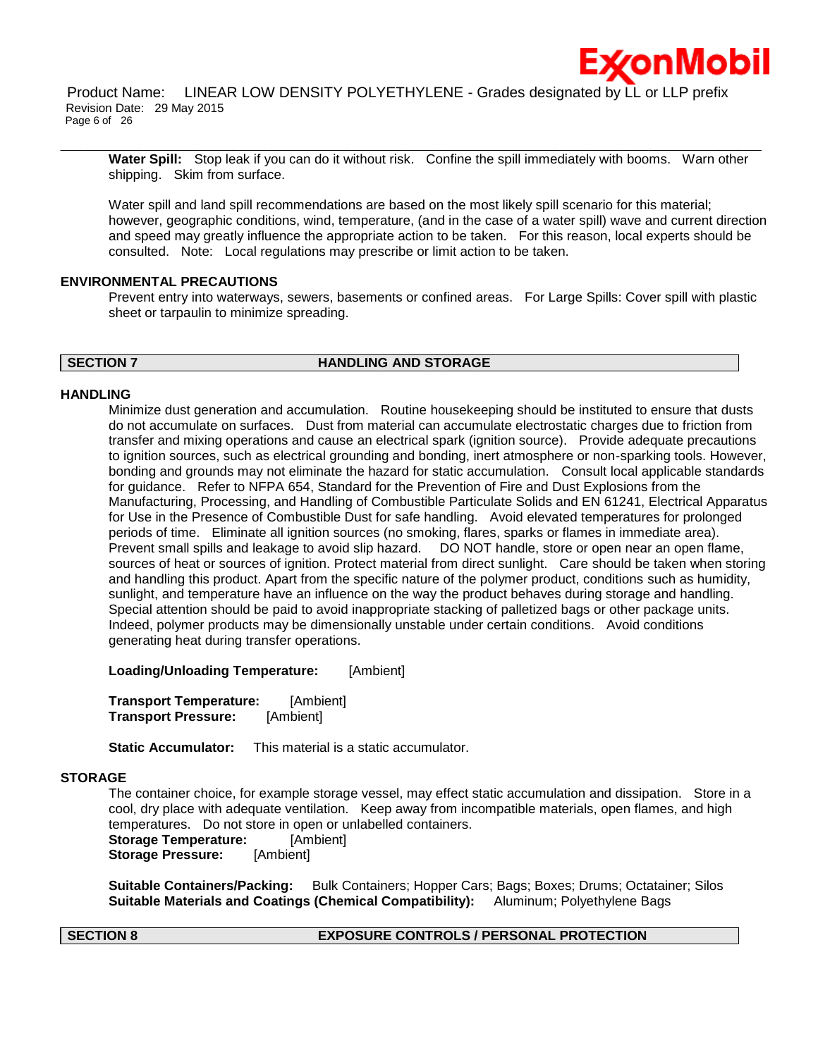**Water Spill:** Stop leak if you can do it without risk. Confine the spill immediately with booms. Warn other shipping. Skim from surface.

Water spill and land spill recommendations are based on the most likely spill scenario for this material; however, geographic conditions, wind, temperature, (and in the case of a water spill) wave and current direction and speed may greatly influence the appropriate action to be taken. For this reason, local experts should be consulted. Note: Local regulations may prescribe or limit action to be taken.

### ENVIRONMENTAL PRECAUTIONS

Prevent entry into waterways, sewers, basements or confined areas. For Large Spills: Cover spill with plastic sheet or tarpaulin to minimize spreading.

## SECTION 7 HANDLING AND STORAGE

### HANDLING

Minimize dust generation and accumulation. Routine housekeeping should be instituted to ensure that dusts do not accumulate on surfaces. Dust from material can accumulate electrostatic charges due to friction from transfer and mixing operations and cause an electrical spark (ignition source). Provide adequate precautions to ignition sources, such as electrical grounding and bonding, inert atmosphere or non-sparking tools. However, bonding and grounds may not eliminate the hazard for static accumulation. Consult local applicable standards for guidance. Refer to NFPA 654, Standard for the Prevention of Fire and Dust Explosions from the Manufacturing, Processing, and Handling of Combustible Particulate Solids and EN 61241, Electrical Apparatus for Use in the Presence of Combustible Dust for safe handling. Avoid elevated temperatures for prolonged periods of time. Eliminate all ignition sources (no smoking, flares, sparks or flames in immediate area). Prevent small spills and leakage to avoid slip hazard. DO NOT handle, store or open near an open flame, sources of heat or sources of ignition. Protect material from direct sunlight. Care should be taken when storing and handling this product. Apart from the specific nature of the polymer product, conditions such as humidity, sunlight, and temperature have an influence on the way the product behaves during storage and handling. Special attention should be paid to avoid inappropriate stacking of palletized bags or other package units. Indeed, polymer products may be dimensionally unstable under certain conditions. Avoid conditions generating heat during transfer operations.

**Loading/Unloading Temperature:** [Ambient]

**Transport Temperature:** [Ambient]
**Transport Pressure:** [Ambient]

**Static Accumulator:** This material is a static accumulator.

### STORAGE

The container choice, for example storage vessel, may effect static accumulation and dissipation. Store in a cool, dry place with adequate ventilation. Keep away from incompatible materials, open flames, and high temperatures. Do not store in open or unlabelled containers.
**Storage Temperature:** [Ambient]
**Storage Pressure:** [Ambient]

**Suitable Containers/Packing:** Bulk Containers; Hopper Cars; Bags; Boxes; Drums; Octatainer; Silos
**Suitable Materials and Coatings (Chemical Compatibility):** Aluminum; Polyethylene Bags

## SECTION 8 EXPOSURE CONTROLS / PERSONAL PROTECTION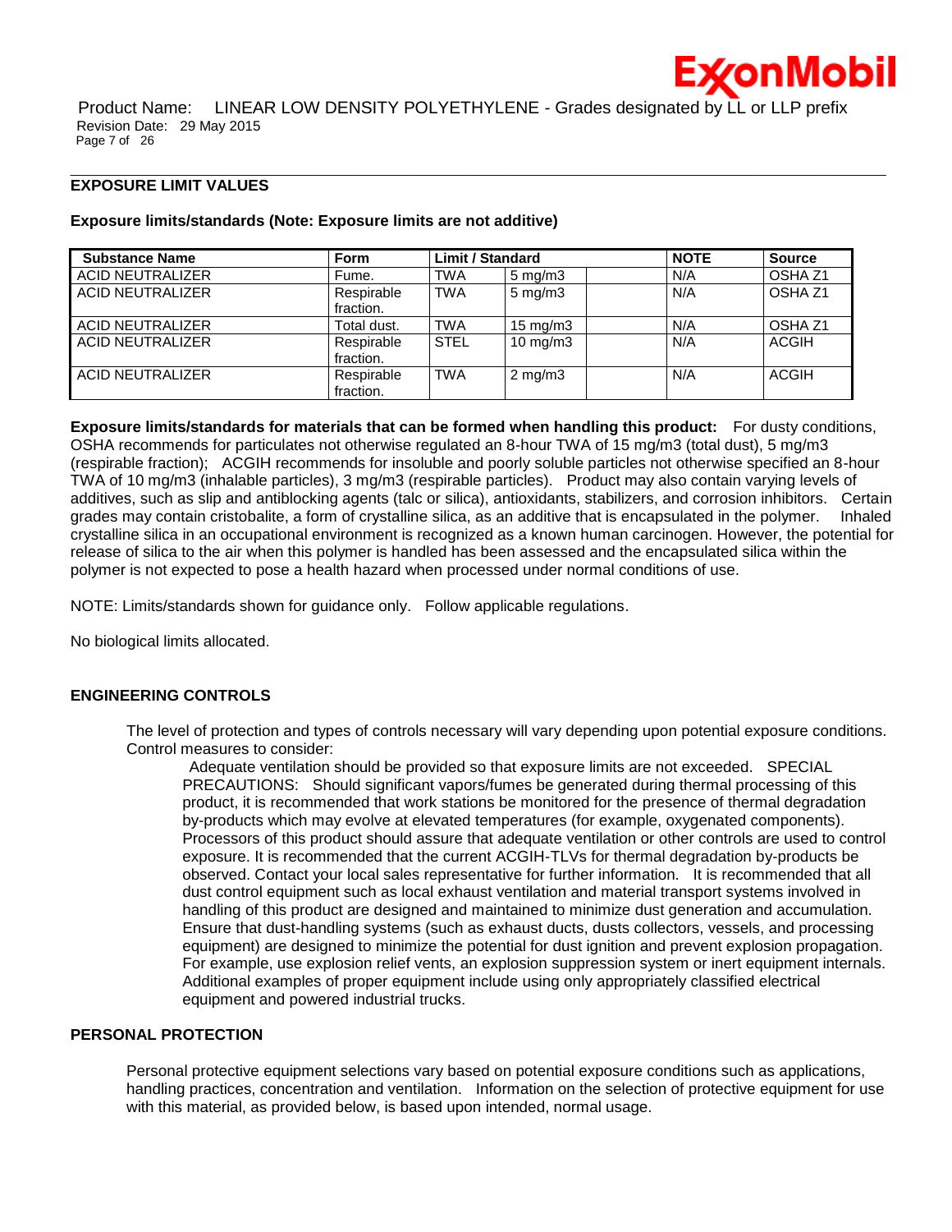## EXPOSURE LIMIT VALUES

**Exposure limits/standards (Note: Exposure limits are not additive)**

| Substance Name | Form | Limit / Standard | | | NOTE | Source |
|---|---|---|---|---|---|---|
| ACID NEUTRALIZER | Fume. | TWA | 5 mg/m3 | | N/A | OSHA Z1 |
| ACID NEUTRALIZER | Respirable fraction. | TWA | 5 mg/m3 | | N/A | OSHA Z1 |
| ACID NEUTRALIZER | Total dust. | TWA | 15 mg/m3 | | N/A | OSHA Z1 |
| ACID NEUTRALIZER | Respirable fraction. | STEL | 10 mg/m3 | | N/A | ACGIH |
| ACID NEUTRALIZER | Respirable fraction. | TWA | 2 mg/m3 | | N/A | ACGIH |

**Exposure limits/standards for materials that can be formed when handling this product:** For dusty conditions, OSHA recommends for particulates not otherwise regulated an 8-hour TWA of 15 mg/m3 (total dust), 5 mg/m3 (respirable fraction); ACGIH recommends for insoluble and poorly soluble particles not otherwise specified an 8-hour TWA of 10 mg/m3 (inhalable particles), 3 mg/m3 (respirable particles). Product may also contain varying levels of additives, such as slip and antiblocking agents (talc or silica), antioxidants, stabilizers, and corrosion inhibitors. Certain grades may contain cristobalite, a form of crystalline silica, as an additive that is encapsulated in the polymer. Inhaled crystalline silica in an occupational environment is recognized as a known human carcinogen. However, the potential for release of silica to the air when this polymer is handled has been assessed and the encapsulated silica within the polymer is not expected to pose a health hazard when processed under normal conditions of use.

NOTE: Limits/standards shown for guidance only. Follow applicable regulations.

No biological limits allocated.

## ENGINEERING CONTROLS

The level of protection and types of controls necessary will vary depending upon potential exposure conditions. Control measures to consider:

Adequate ventilation should be provided so that exposure limits are not exceeded. SPECIAL PRECAUTIONS: Should significant vapors/fumes be generated during thermal processing of this product, it is recommended that work stations be monitored for the presence of thermal degradation by-products which may evolve at elevated temperatures (for example, oxygenated components). Processors of this product should assure that adequate ventilation or other controls are used to control exposure. It is recommended that the current ACGIH-TLVs for thermal degradation by-products be observed. Contact your local sales representative for further information. It is recommended that all dust control equipment such as local exhaust ventilation and material transport systems involved in handling of this product are designed and maintained to minimize dust generation and accumulation. Ensure that dust-handling systems (such as exhaust ducts, dusts collectors, vessels, and processing equipment) are designed to minimize the potential for dust ignition and prevent explosion propagation. For example, use explosion relief vents, an explosion suppression system or inert equipment internals. Additional examples of proper equipment include using only appropriately classified electrical equipment and powered industrial trucks.

## PERSONAL PROTECTION

Personal protective equipment selections vary based on potential exposure conditions such as applications, handling practices, concentration and ventilation. Information on the selection of protective equipment for use with this material, as provided below, is based upon intended, normal usage.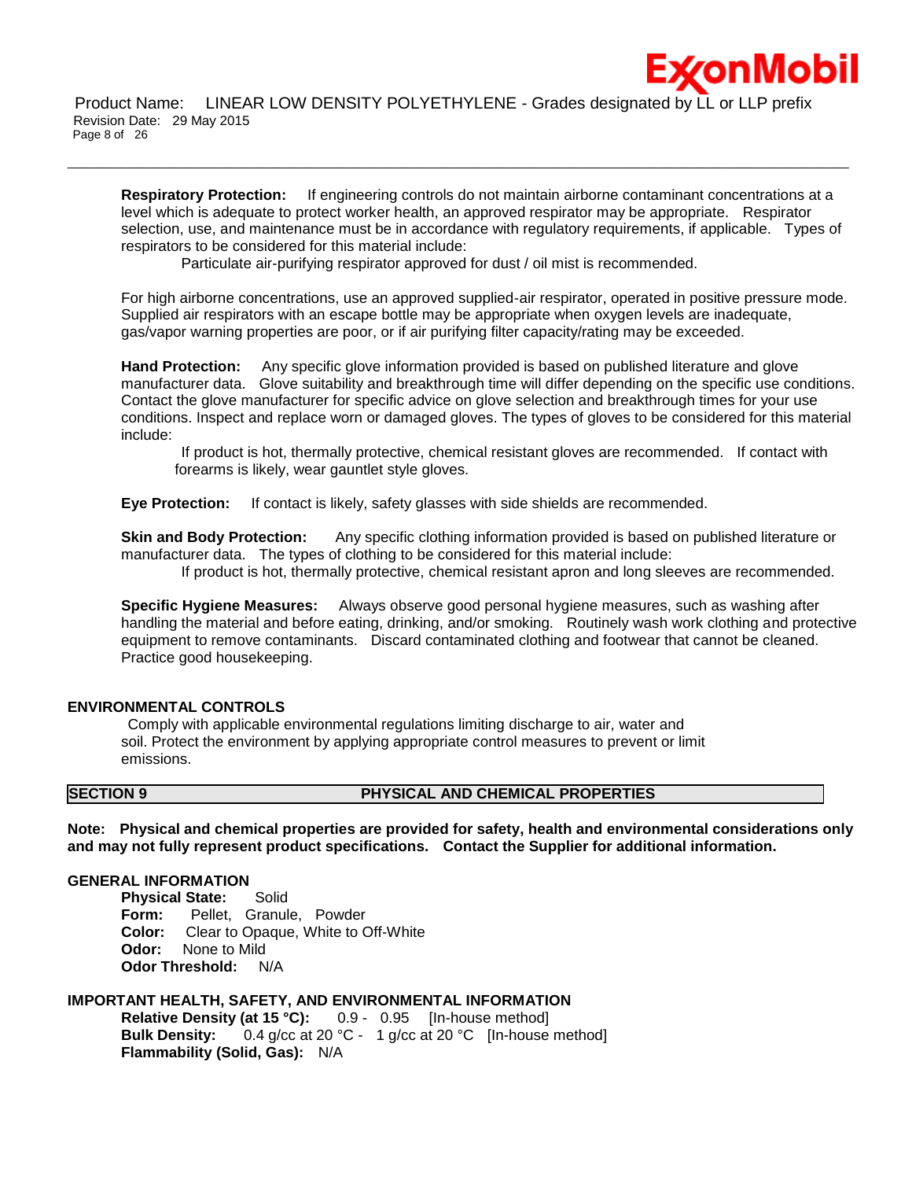**Respiratory Protection:** If engineering controls do not maintain airborne contaminant concentrations at a level which is adequate to protect worker health, an approved respirator may be appropriate. Respirator selection, use, and maintenance must be in accordance with regulatory requirements, if applicable. Types of respirators to be considered for this material include:

Particulate air-purifying respirator approved for dust / oil mist is recommended.

For high airborne concentrations, use an approved supplied-air respirator, operated in positive pressure mode. Supplied air respirators with an escape bottle may be appropriate when oxygen levels are inadequate, gas/vapor warning properties are poor, or if air purifying filter capacity/rating may be exceeded.

**Hand Protection:** Any specific glove information provided is based on published literature and glove manufacturer data. Glove suitability and breakthrough time will differ depending on the specific use conditions. Contact the glove manufacturer for specific advice on glove selection and breakthrough times for your use conditions. Inspect and replace worn or damaged gloves. The types of gloves to be considered for this material include:

If product is hot, thermally protective, chemical resistant gloves are recommended. If contact with forearms is likely, wear gauntlet style gloves.

**Eye Protection:** If contact is likely, safety glasses with side shields are recommended.

**Skin and Body Protection:** Any specific clothing information provided is based on published literature or manufacturer data. The types of clothing to be considered for this material include:

If product is hot, thermally protective, chemical resistant apron and long sleeves are recommended.

**Specific Hygiene Measures:** Always observe good personal hygiene measures, such as washing after handling the material and before eating, drinking, and/or smoking. Routinely wash work clothing and protective equipment to remove contaminants. Discard contaminated clothing and footwear that cannot be cleaned. Practice good housekeeping.

**ENVIRONMENTAL CONTROLS**

Comply with applicable environmental regulations limiting discharge to air, water and soil. Protect the environment by applying appropriate control measures to prevent or limit emissions.

## SECTION 9 PHYSICAL AND CHEMICAL PROPERTIES

**Note: Physical and chemical properties are provided for safety, health and environmental considerations only and may not fully represent product specifications. Contact the Supplier for additional information.**

**GENERAL INFORMATION**

**Physical State:** Solid
**Form:** Pellet, Granule, Powder
**Color:** Clear to Opaque, White to Off-White
**Odor:** None to Mild
**Odor Threshold:** N/A

**IMPORTANT HEALTH, SAFETY, AND ENVIRONMENTAL INFORMATION**

**Relative Density (at 15 °C):** 0.9 - 0.95 [In-house method]
**Bulk Density:** 0.4 g/cc at 20 °C - 1 g/cc at 20 °C [In-house method]
**Flammability (Solid, Gas):** N/A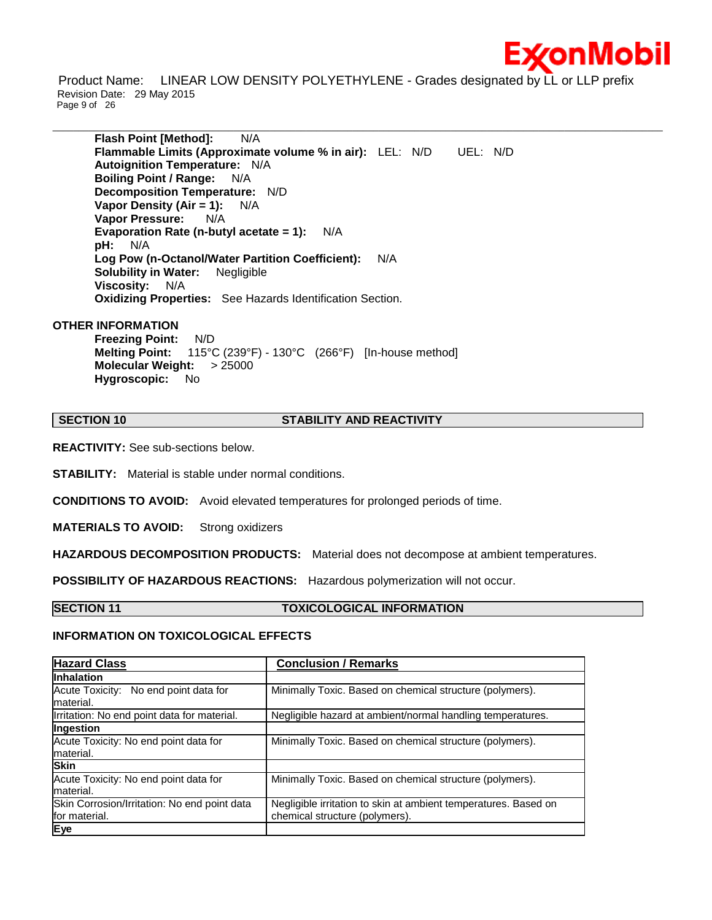**Flash Point [Method]:** N/A
**Flammable Limits (Approximate volume % in air):** LEL: N/D UEL: N/D
**Autoignition Temperature:** N/A
**Boiling Point / Range:** N/A
**Decomposition Temperature:** N/D
**Vapor Density (Air = 1):** N/A
**Vapor Pressure:** N/A
**Evaporation Rate (n-butyl acetate = 1):** N/A
**pH:** N/A
**Log Pow (n-Octanol/Water Partition Coefficient):** N/A
**Solubility in Water:** Negligible
**Viscosity:** N/A
**Oxidizing Properties:** See Hazards Identification Section.

**OTHER INFORMATION**

**Freezing Point:** N/D
**Melting Point:** 115°C (239°F) - 130°C (266°F) [In-house method]
**Molecular Weight:** > 25000
**Hygroscopic:** No

## SECTION 10 STABILITY AND REACTIVITY

**REACTIVITY:** See sub-sections below.

**STABILITY:** Material is stable under normal conditions.

**CONDITIONS TO AVOID:** Avoid elevated temperatures for prolonged periods of time.

**MATERIALS TO AVOID:** Strong oxidizers

**HAZARDOUS DECOMPOSITION PRODUCTS:** Material does not decompose at ambient temperatures.

**POSSIBILITY OF HAZARDOUS REACTIONS:** Hazardous polymerization will not occur.

## SECTION 11 TOXICOLOGICAL INFORMATION

**INFORMATION ON TOXICOLOGICAL EFFECTS**

| Hazard Class | Conclusion / Remarks |
|---|---|
| **Inhalation** | |
| Acute Toxicity: No end point data for material. | Minimally Toxic. Based on chemical structure (polymers). |
| Irritation: No end point data for material. | Negligible hazard at ambient/normal handling temperatures. |
| **Ingestion** | |
| Acute Toxicity: No end point data for material. | Minimally Toxic. Based on chemical structure (polymers). |
| **Skin** | |
| Acute Toxicity: No end point data for material. | Minimally Toxic. Based on chemical structure (polymers). |
| Skin Corrosion/Irritation: No end point data for material. | Negligible irritation to skin at ambient temperatures. Based on chemical structure (polymers). |
| **Eye** | |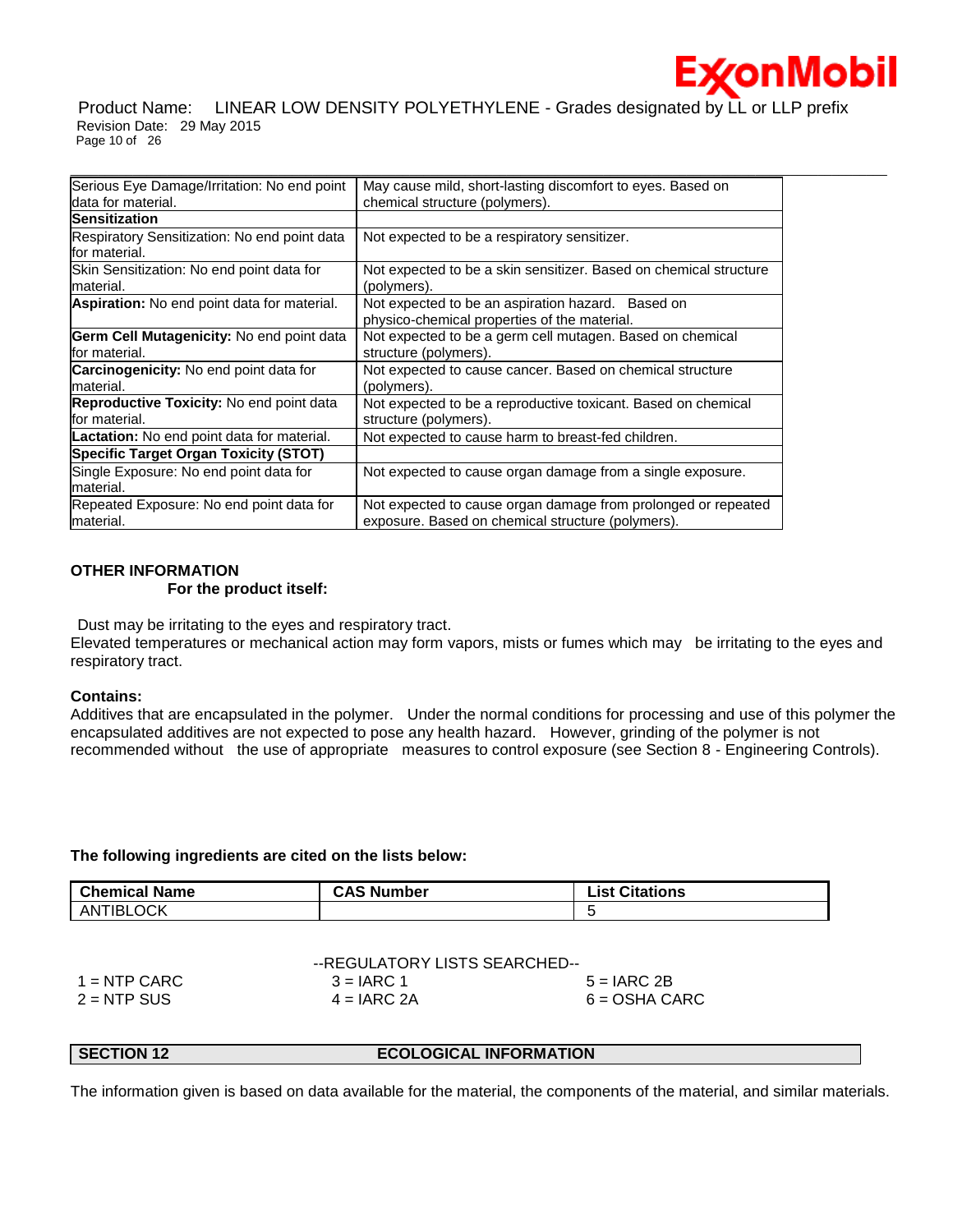| | |
|---|---|
| Serious Eye Damage/Irritation: No end point data for material. | May cause mild, short-lasting discomfort to eyes. Based on chemical structure (polymers). |
| **Sensitization** | |
| Respiratory Sensitization: No end point data for material. | Not expected to be a respiratory sensitizer. |
| Skin Sensitization: No end point data for material. | Not expected to be a skin sensitizer. Based on chemical structure (polymers). |
| **Aspiration:** No end point data for material. | Not expected to be an aspiration hazard. Based on physico-chemical properties of the material. |
| **Germ Cell Mutagenicity:** No end point data for material. | Not expected to be a germ cell mutagen. Based on chemical structure (polymers). |
| **Carcinogenicity:** No end point data for material. | Not expected to cause cancer. Based on chemical structure (polymers). |
| **Reproductive Toxicity:** No end point data for material. | Not expected to be a reproductive toxicant. Based on chemical structure (polymers). |
| **Lactation:** No end point data for material. | Not expected to cause harm to breast-fed children. |
| **Specific Target Organ Toxicity (STOT)** | |
| Single Exposure: No end point data for material. | Not expected to cause organ damage from a single exposure. |
| Repeated Exposure: No end point data for material. | Not expected to cause organ damage from prolonged or repeated exposure. Based on chemical structure (polymers). |

**OTHER INFORMATION**

**For the product itself:**

Dust may be irritating to the eyes and respiratory tract.
Elevated temperatures or mechanical action may form vapors, mists or fumes which may be irritating to the eyes and respiratory tract.

**Contains:**
Additives that are encapsulated in the polymer. Under the normal conditions for processing and use of this polymer the encapsulated additives are not expected to pose any health hazard. However, grinding of the polymer is not recommended without the use of appropriate measures to control exposure (see Section 8 - Engineering Controls).

**The following ingredients are cited on the lists below:**

| Chemical Name | CAS Number | List Citations |
|---|---|---|
| ANTIBLOCK | | 5 |

--REGULATORY LISTS SEARCHED--

| | | |
|---|---|---|
| 1 = NTP CARC | 3 = IARC 1 | 5 = IARC 2B |
| 2 = NTP SUS | 4 = IARC 2A | 6 = OSHA CARC |

## SECTION 12 ECOLOGICAL INFORMATION

The information given is based on data available for the material, the components of the material, and similar materials.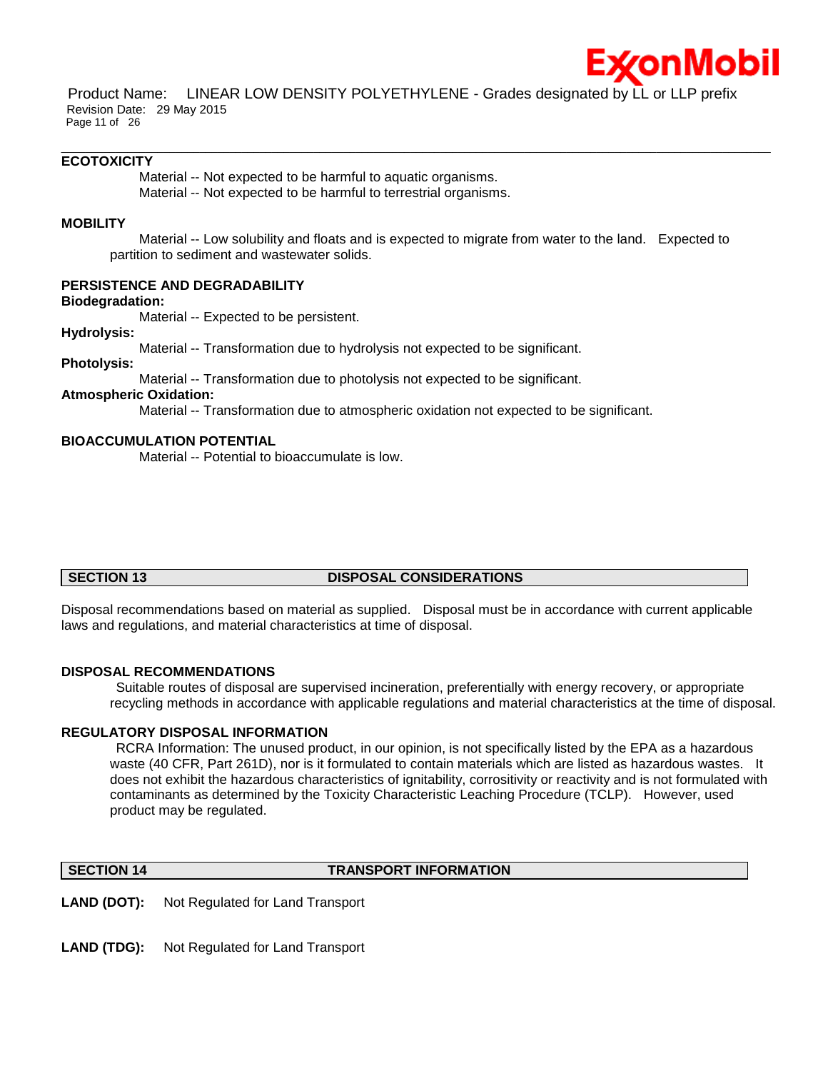### ECOTOXICITY

Material -- Not expected to be harmful to aquatic organisms.
Material -- Not expected to be harmful to terrestrial organisms.

### MOBILITY

Material -- Low solubility and floats and is expected to migrate from water to the land. Expected to partition to sediment and wastewater solids.

### PERSISTENCE AND DEGRADABILITY

**Biodegradation:**
Material -- Expected to be persistent.

**Hydrolysis:**
Material -- Transformation due to hydrolysis not expected to be significant.

**Photolysis:**
Material -- Transformation due to photolysis not expected to be significant.

**Atmospheric Oxidation:**
Material -- Transformation due to atmospheric oxidation not expected to be significant.

### BIOACCUMULATION POTENTIAL

Material -- Potential to bioaccumulate is low.

## SECTION 13 DISPOSAL CONSIDERATIONS

Disposal recommendations based on material as supplied. Disposal must be in accordance with current applicable laws and regulations, and material characteristics at time of disposal.

### DISPOSAL RECOMMENDATIONS

Suitable routes of disposal are supervised incineration, preferentially with energy recovery, or appropriate recycling methods in accordance with applicable regulations and material characteristics at the time of disposal.

### REGULATORY DISPOSAL INFORMATION

RCRA Information: The unused product, in our opinion, is not specifically listed by the EPA as a hazardous waste (40 CFR, Part 261D), nor is it formulated to contain materials which are listed as hazardous wastes. It does not exhibit the hazardous characteristics of ignitability, corrositivity or reactivity and is not formulated with contaminants as determined by the Toxicity Characteristic Leaching Procedure (TCLP). However, used product may be regulated.

## SECTION 14 TRANSPORT INFORMATION

**LAND (DOT):** Not Regulated for Land Transport

**LAND (TDG):** Not Regulated for Land Transport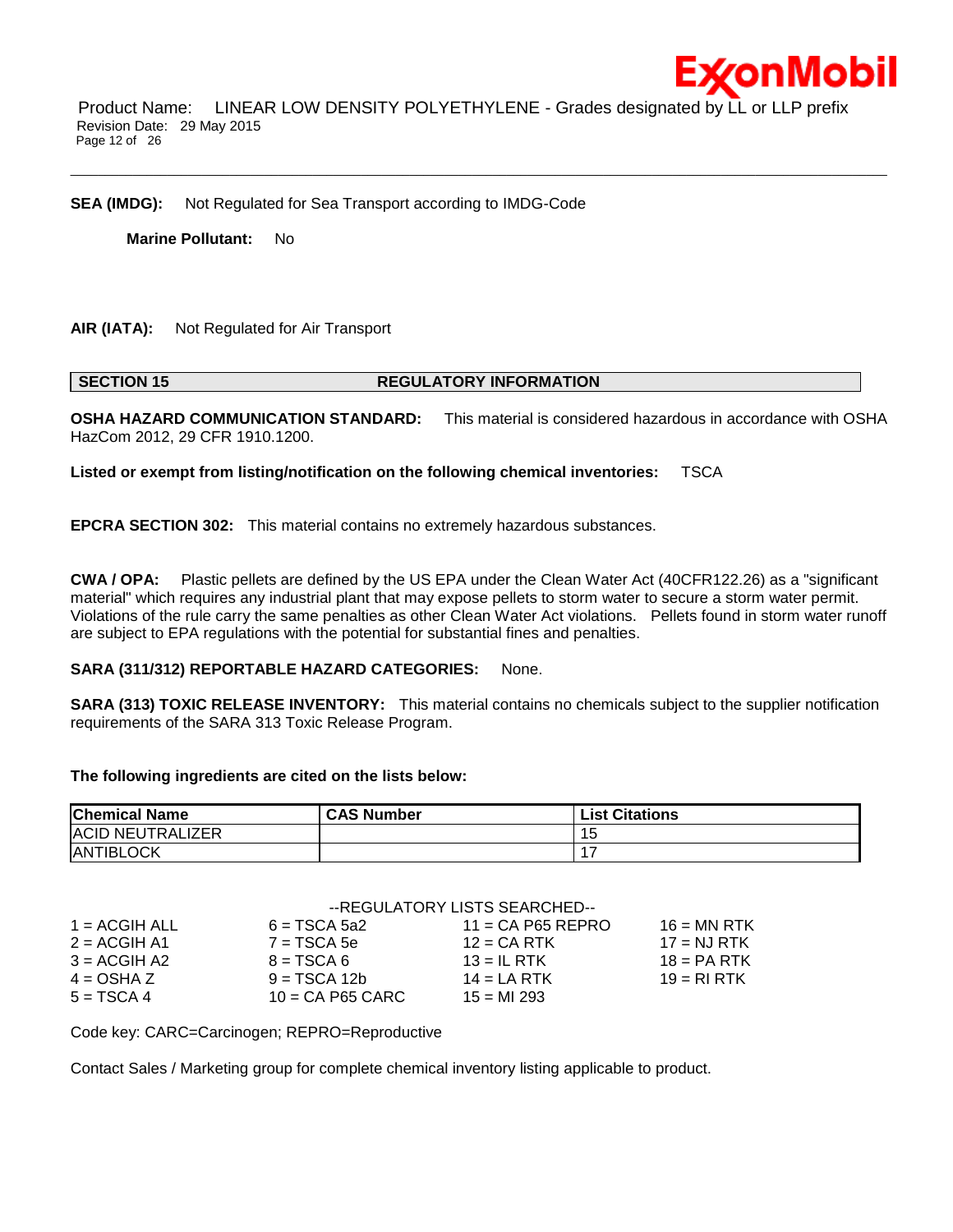**SEA (IMDG):** Not Regulated for Sea Transport according to IMDG-Code

**Marine Pollutant:** No

**AIR (IATA):** Not Regulated for Air Transport

## SECTION 15 REGULATORY INFORMATION

**OSHA HAZARD COMMUNICATION STANDARD:** This material is considered hazardous in accordance with OSHA HazCom 2012, 29 CFR 1910.1200.

**Listed or exempt from listing/notification on the following chemical inventories:** TSCA

**EPCRA SECTION 302:** This material contains no extremely hazardous substances.

**CWA / OPA:** Plastic pellets are defined by the US EPA under the Clean Water Act (40CFR122.26) as a "significant material" which requires any industrial plant that may expose pellets to storm water to secure a storm water permit. Violations of the rule carry the same penalties as other Clean Water Act violations. Pellets found in storm water runoff are subject to EPA regulations with the potential for substantial fines and penalties.

**SARA (311/312) REPORTABLE HAZARD CATEGORIES:** None.

**SARA (313) TOXIC RELEASE INVENTORY:** This material contains no chemicals subject to the supplier notification requirements of the SARA 313 Toxic Release Program.

**The following ingredients are cited on the lists below:**

| Chemical Name | CAS Number | List Citations |
|---|---|---|
| ACID NEUTRALIZER | | 15 |
| ANTIBLOCK | | 17 |

--REGULATORY LISTS SEARCHED--

| | | | |
|---|---|---|---|
| 1 = ACGIH ALL | 6 = TSCA 5a2 | 11 = CA P65 REPRO | 16 = MN RTK |
| 2 = ACGIH A1 | 7 = TSCA 5e | 12 = CA RTK | 17 = NJ RTK |
| 3 = ACGIH A2 | 8 = TSCA 6 | 13 = IL RTK | 18 = PA RTK |
| 4 = OSHA Z | 9 = TSCA 12b | 14 = LA RTK | 19 = RI RTK |
| 5 = TSCA 4 | 10 = CA P65 CARC | 15 = MI 293 | |

Code key: CARC=Carcinogen; REPRO=Reproductive

Contact Sales / Marketing group for complete chemical inventory listing applicable to product.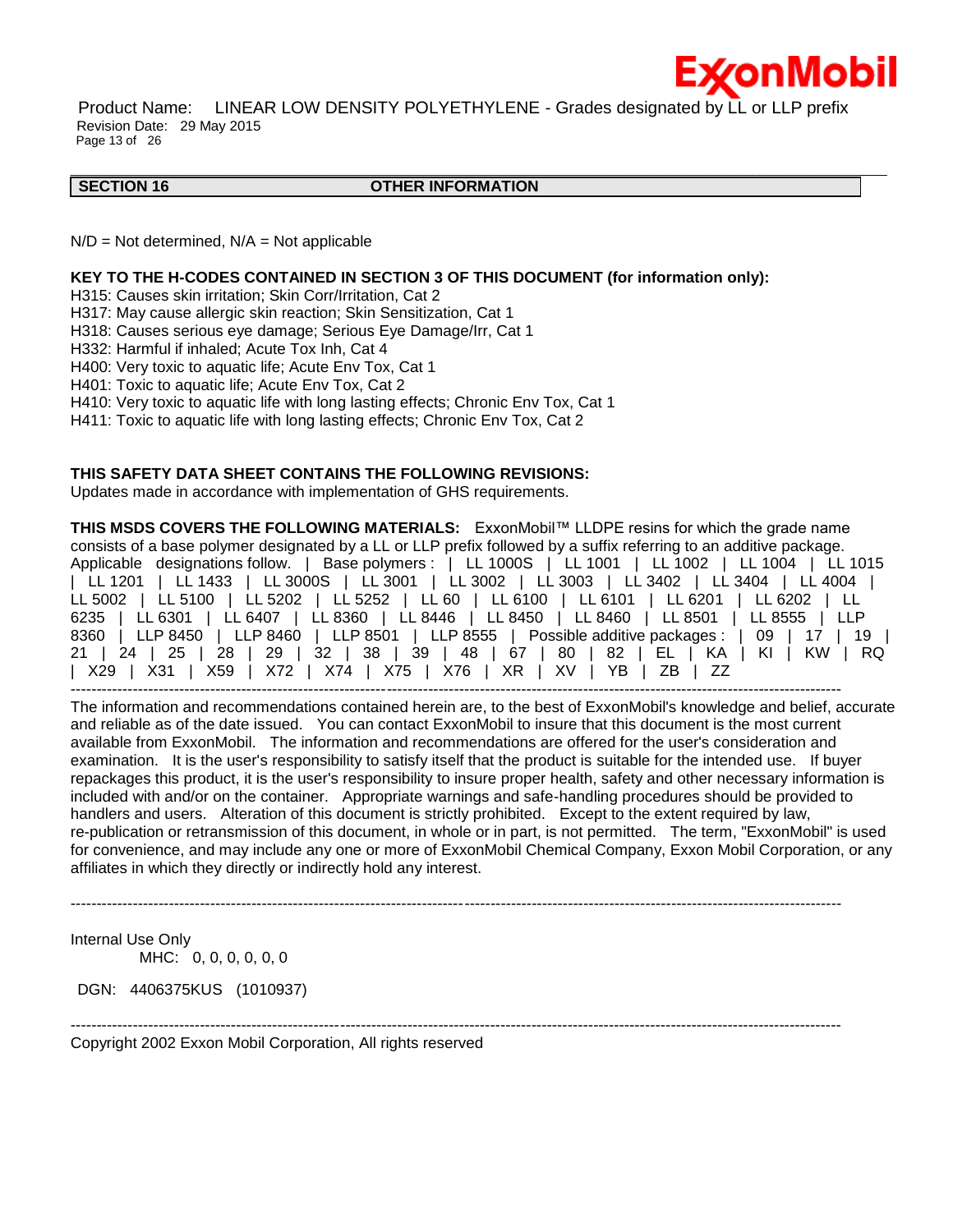## SECTION 16 OTHER INFORMATION

N/D = Not determined, N/A = Not applicable

**KEY TO THE H-CODES CONTAINED IN SECTION 3 OF THIS DOCUMENT (for information only):**

H315: Causes skin irritation; Skin Corr/Irritation, Cat 2
H317: May cause allergic skin reaction; Skin Sensitization, Cat 1
H318: Causes serious eye damage; Serious Eye Damage/Irr, Cat 1
H332: Harmful if inhaled; Acute Tox Inh, Cat 4
H400: Very toxic to aquatic life; Acute Env Tox, Cat 1
H401: Toxic to aquatic life; Acute Env Tox, Cat 2
H410: Very toxic to aquatic life with long lasting effects; Chronic Env Tox, Cat 1
H411: Toxic to aquatic life with long lasting effects; Chronic Env Tox, Cat 2

**THIS SAFETY DATA SHEET CONTAINS THE FOLLOWING REVISIONS:**
Updates made in accordance with implementation of GHS requirements.

**THIS MSDS COVERS THE FOLLOWING MATERIALS:** ExxonMobil™ LLDPE resins for which the grade name consists of a base polymer designated by a LL or LLP prefix followed by a suffix referring to an additive package. Applicable designations follow. | Base polymers : | LL 1000S | LL 1001 | LL 1002 | LL 1004 | LL 1015 | LL 1201 | LL 1433 | LL 3000S | LL 3001 | LL 3002 | LL 3003 | LL 3402 | LL 3404 | LL 4004 | LL 5002 | LL 5100 | LL 5202 | LL 5252 | LL 60 | LL 6100 | LL 6101 | LL 6201 | LL 6202 | LL 6235 | LL 6301 | LL 6407 | LL 8360 | LL 8446 | LL 8450 | LL 8460 | LL 8501 | LL 8555 | LLP 8360 | LLP 8450 | LLP 8460 | LLP 8501 | LLP 8555 | Possible additive packages : | 09 | 17 | 19 | 21 | 24 | 25 | 28 | 29 | 32 | 38 | 39 | 48 | 67 | 80 | 82 | EL | KA | KI | KW | RQ | X29 | X31 | X59 | X72 | X74 | X75 | X76 | XR | XV | YB | ZB | ZZ

---

The information and recommendations contained herein are, to the best of ExxonMobil's knowledge and belief, accurate and reliable as of the date issued. You can contact ExxonMobil to insure that this document is the most current available from ExxonMobil. The information and recommendations are offered for the user's consideration and examination. It is the user's responsibility to satisfy itself that the product is suitable for the intended use. If buyer repackages this product, it is the user's responsibility to insure proper health, safety and other necessary information is included with and/or on the container. Appropriate warnings and safe-handling procedures should be provided to handlers and users. Alteration of this document is strictly prohibited. Except to the extent required by law, re-publication or retransmission of this document, in whole or in part, is not permitted. The term, "ExxonMobil" is used for convenience, and may include any one or more of ExxonMobil Chemical Company, Exxon Mobil Corporation, or any affiliates in which they directly or indirectly hold any interest.

---

Internal Use Only
MHC: 0, 0, 0, 0, 0, 0

DGN: 4406375KUS (1010937)

---

Copyright 2002 Exxon Mobil Corporation, All rights reserved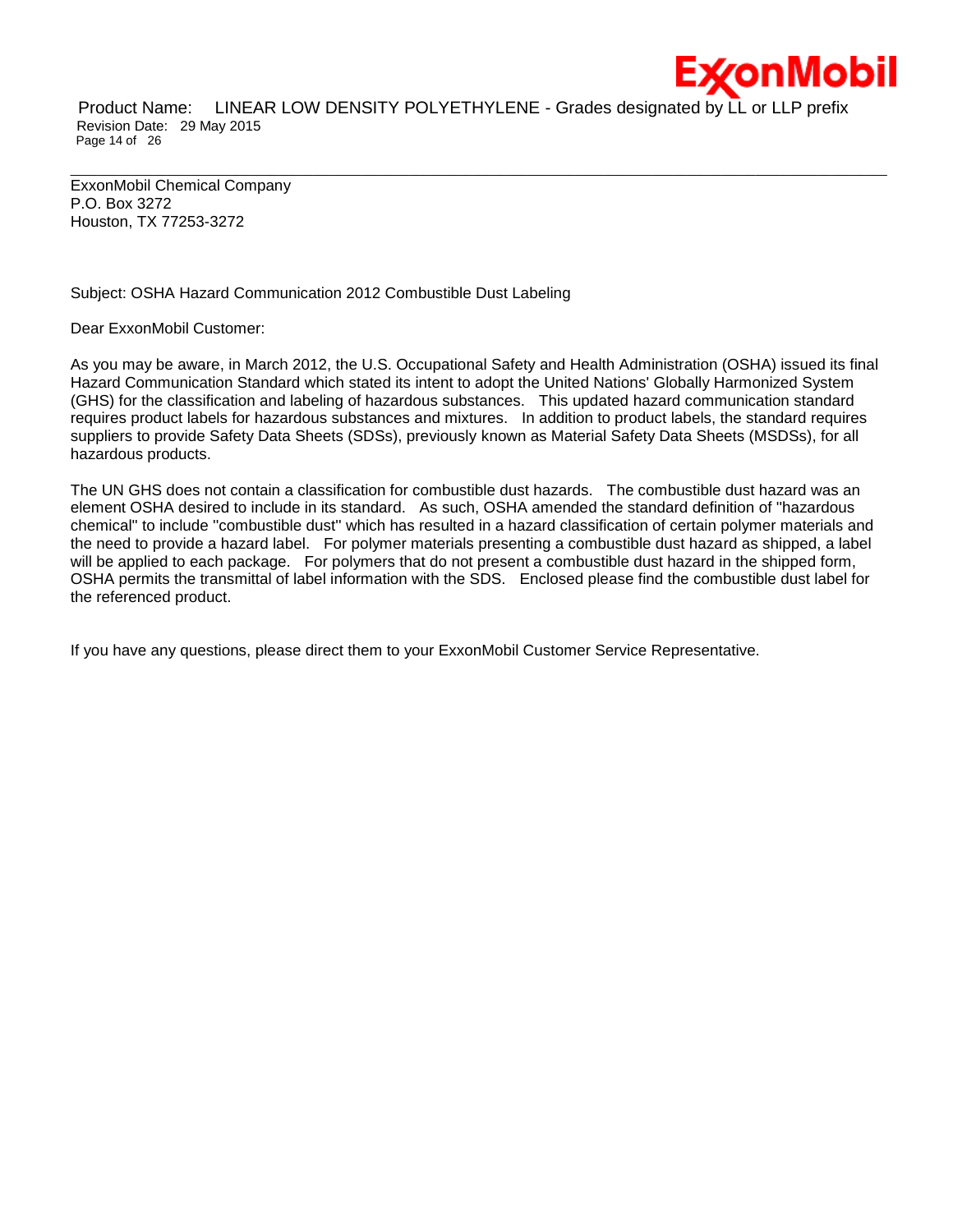ExxonMobil Chemical Company
P.O. Box 3272
Houston, TX 77253-3272

Subject: OSHA Hazard Communication 2012 Combustible Dust Labeling

Dear ExxonMobil Customer:

As you may be aware, in March 2012, the U.S. Occupational Safety and Health Administration (OSHA) issued its final Hazard Communication Standard which stated its intent to adopt the United Nations' Globally Harmonized System (GHS) for the classification and labeling of hazardous substances. This updated hazard communication standard requires product labels for hazardous substances and mixtures. In addition to product labels, the standard requires suppliers to provide Safety Data Sheets (SDSs), previously known as Material Safety Data Sheets (MSDSs), for all hazardous products.

The UN GHS does not contain a classification for combustible dust hazards. The combustible dust hazard was an element OSHA desired to include in its standard. As such, OSHA amended the standard definition of "hazardous chemical" to include "combustible dust" which has resulted in a hazard classification of certain polymer materials and the need to provide a hazard label. For polymer materials presenting a combustible dust hazard as shipped, a label will be applied to each package. For polymers that do not present a combustible dust hazard in the shipped form, OSHA permits the transmittal of label information with the SDS. Enclosed please find the combustible dust label for the referenced product.

If you have any questions, please direct them to your ExxonMobil Customer Service Representative.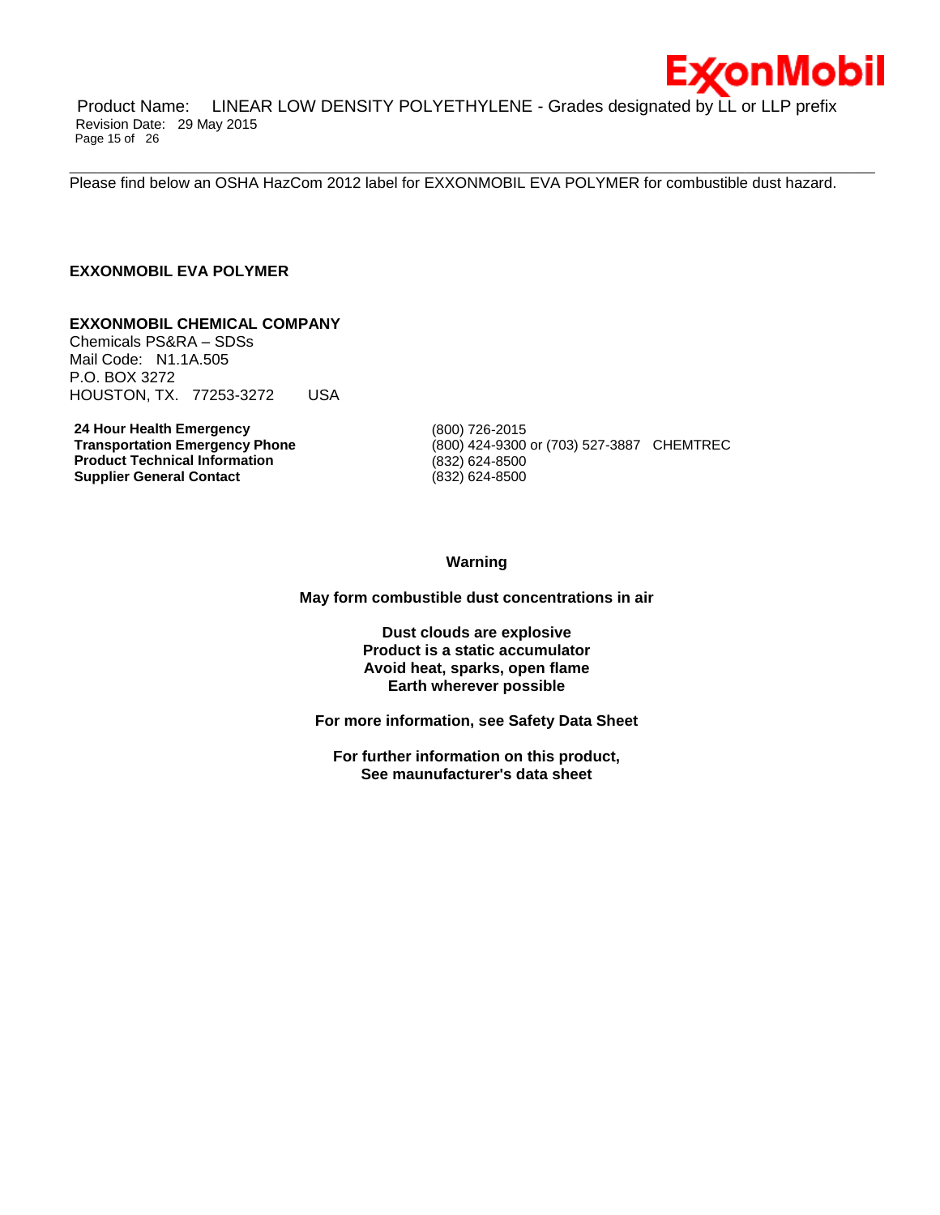Please find below an OSHA HazCom 2012 label for EXXONMOBIL EVA POLYMER for combustible dust hazard.

**EXXONMOBIL EVA POLYMER**

**EXXONMOBIL CHEMICAL COMPANY**
Chemicals PS&RA – SDSs
Mail Code: N1.1A.505
P.O. BOX 3272
HOUSTON, TX. 77253-3272 USA

| | |
|---|---|
| **24 Hour Health Emergency** | (800) 726-2015 |
| **Transportation Emergency Phone** | (800) 424-9300 or (703) 527-3887 CHEMTREC |
| **Product Technical Information** | (832) 624-8500 |
| **Supplier General Contact** | (832) 624-8500 |

**Warning**

**May form combustible dust concentrations in air**

**Dust clouds are explosive**
**Product is a static accumulator**
**Avoid heat, sparks, open flame**
**Earth wherever possible**

**For more information, see Safety Data Sheet**

**For further information on this product,**
**See maunufacturer's data sheet**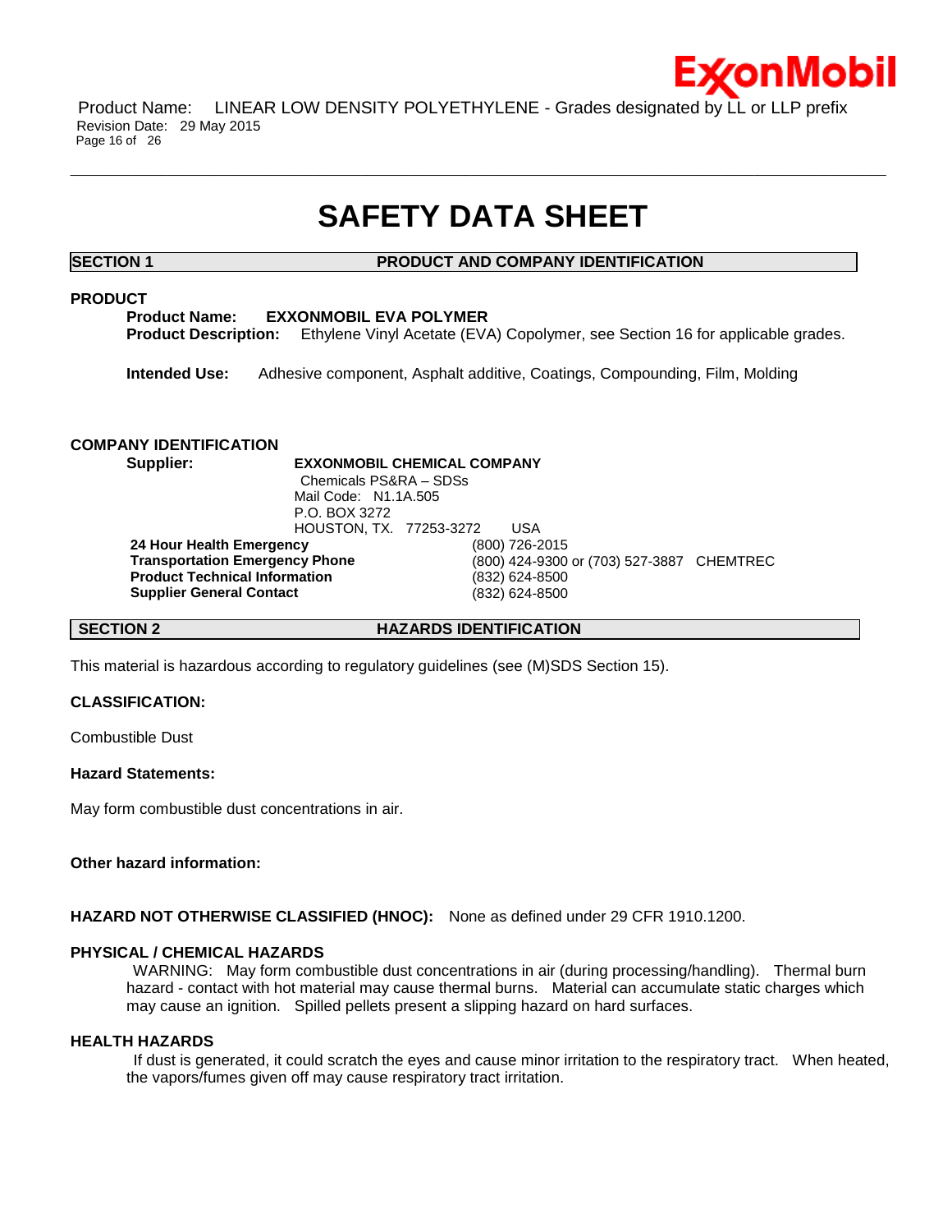# SAFETY DATA SHEET

## SECTION 1 PRODUCT AND COMPANY IDENTIFICATION

### PRODUCT

**Product Name:** **EXXONMOBIL EVA POLYMER**
**Product Description:** Ethylene Vinyl Acetate (EVA) Copolymer, see Section 16 for applicable grades.

**Intended Use:** Adhesive component, Asphalt additive, Coatings, Compounding, Film, Molding

### COMPANY IDENTIFICATION

**Supplier:** **EXXONMOBIL CHEMICAL COMPANY**
Chemicals PS&RA – SDSs
Mail Code: N1.1A.505
P.O. BOX 3272
HOUSTON, TX. 77253-3272 USA

| | |
|---|---|
| **24 Hour Health Emergency** | (800) 726-2015 |
| **Transportation Emergency Phone** | (800) 424-9300 or (703) 527-3887 CHEMTREC |
| **Product Technical Information** | (832) 624-8500 |
| **Supplier General Contact** | (832) 624-8500 |

## SECTION 2 HAZARDS IDENTIFICATION

This material is hazardous according to regulatory guidelines (see (M)SDS Section 15).

**CLASSIFICATION:**

Combustible Dust

**Hazard Statements:**

May form combustible dust concentrations in air.

**Other hazard information:**

**HAZARD NOT OTHERWISE CLASSIFIED (HNOC):** None as defined under 29 CFR 1910.1200.

**PHYSICAL / CHEMICAL HAZARDS**

WARNING: May form combustible dust concentrations in air (during processing/handling). Thermal burn hazard - contact with hot material may cause thermal burns. Material can accumulate static charges which may cause an ignition. Spilled pellets present a slipping hazard on hard surfaces.

**HEALTH HAZARDS**

If dust is generated, it could scratch the eyes and cause minor irritation to the respiratory tract. When heated, the vapors/fumes given off may cause respiratory tract irritation.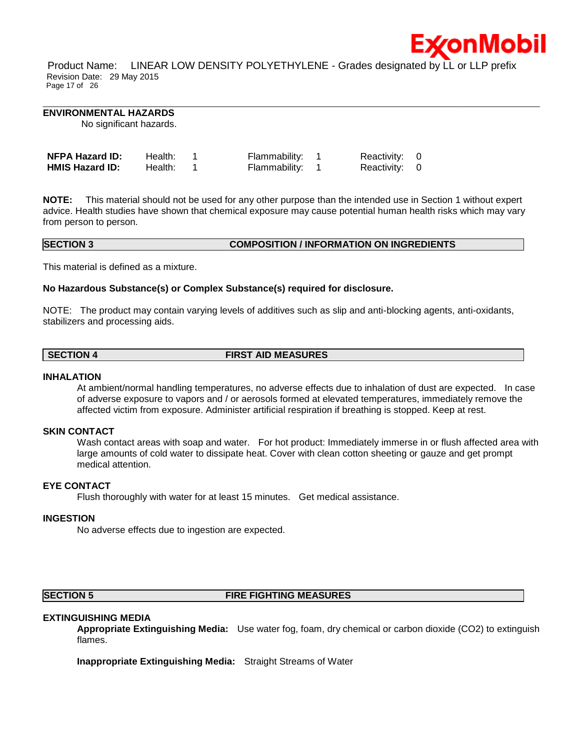### ENVIRONMENTAL HAZARDS

No significant hazards.

| | | | | | | |
|---|---|---|---|---|---|---|
| **NFPA Hazard ID:** | Health: | 1 | Flammability: | 1 | Reactivity: | 0 |
| **HMIS Hazard ID:** | Health: | 1 | Flammability: | 1 | Reactivity: | 0 |

**NOTE:** This material should not be used for any other purpose than the intended use in Section 1 without expert advice. Health studies have shown that chemical exposure may cause potential human health risks which may vary from person to person.

## SECTION 3 COMPOSITION / INFORMATION ON INGREDIENTS

This material is defined as a mixture.

**No Hazardous Substance(s) or Complex Substance(s) required for disclosure.**

NOTE: The product may contain varying levels of additives such as slip and anti-blocking agents, anti-oxidants, stabilizers and processing aids.

## SECTION 4 FIRST AID MEASURES

### INHALATION

At ambient/normal handling temperatures, no adverse effects due to inhalation of dust are expected. In case of adverse exposure to vapors and / or aerosols formed at elevated temperatures, immediately remove the affected victim from exposure. Administer artificial respiration if breathing is stopped. Keep at rest.

### SKIN CONTACT

Wash contact areas with soap and water. For hot product: Immediately immerse in or flush affected area with large amounts of cold water to dissipate heat. Cover with clean cotton sheeting or gauze and get prompt medical attention.

### EYE CONTACT

Flush thoroughly with water for at least 15 minutes. Get medical assistance.

### INGESTION

No adverse effects due to ingestion are expected.

## SECTION 5 FIRE FIGHTING MEASURES

### EXTINGUISHING MEDIA

**Appropriate Extinguishing Media:** Use water fog, foam, dry chemical or carbon dioxide ($CO_2$) to extinguish flames.

**Inappropriate Extinguishing Media:** Straight Streams of Water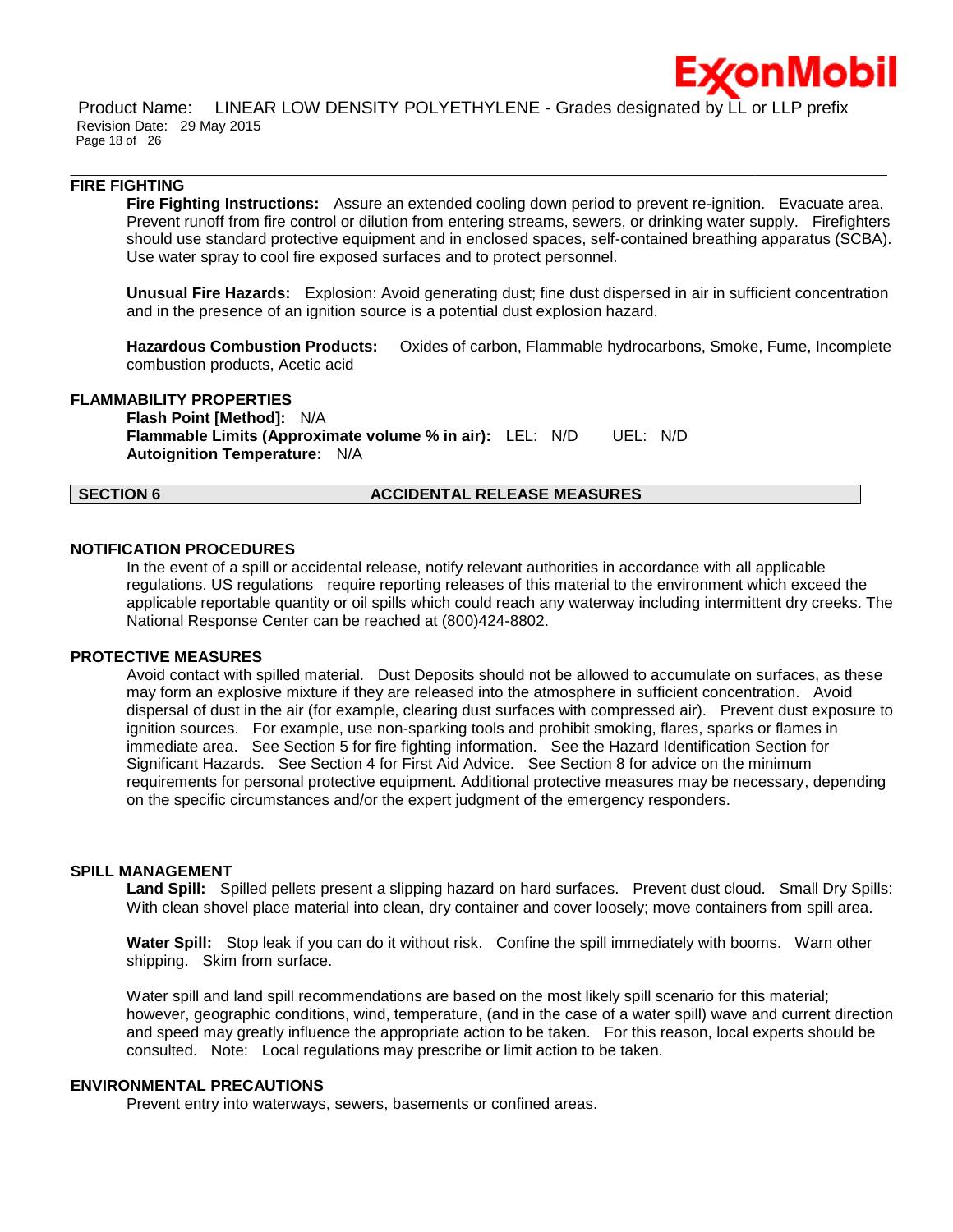### FIRE FIGHTING

**Fire Fighting Instructions:** Assure an extended cooling down period to prevent re-ignition. Evacuate area. Prevent runoff from fire control or dilution from entering streams, sewers, or drinking water supply. Firefighters should use standard protective equipment and in enclosed spaces, self-contained breathing apparatus (SCBA). Use water spray to cool fire exposed surfaces and to protect personnel.

**Unusual Fire Hazards:** Explosion: Avoid generating dust; fine dust dispersed in air in sufficient concentration and in the presence of an ignition source is a potential dust explosion hazard.

**Hazardous Combustion Products:** Oxides of carbon, Flammable hydrocarbons, Smoke, Fume, Incomplete combustion products, Acetic acid

### FLAMMABILITY PROPERTIES

**Flash Point [Method]:** N/A
**Flammable Limits (Approximate volume % in air):** LEL: N/D UEL: N/D
**Autoignition Temperature:** N/A

## SECTION 6 ACCIDENTAL RELEASE MEASURES

### NOTIFICATION PROCEDURES

In the event of a spill or accidental release, notify relevant authorities in accordance with all applicable regulations. US regulations require reporting releases of this material to the environment which exceed the applicable reportable quantity or oil spills which could reach any waterway including intermittent dry creeks. The National Response Center can be reached at (800)424-8802.

### PROTECTIVE MEASURES

Avoid contact with spilled material. Dust Deposits should not be allowed to accumulate on surfaces, as these may form an explosive mixture if they are released into the atmosphere in sufficient concentration. Avoid dispersal of dust in the air (for example, clearing dust surfaces with compressed air). Prevent dust exposure to ignition sources. For example, use non-sparking tools and prohibit smoking, flares, sparks or flames in immediate area. See Section 5 for fire fighting information. See the Hazard Identification Section for Significant Hazards. See Section 4 for First Aid Advice. See Section 8 for advice on the minimum requirements for personal protective equipment. Additional protective measures may be necessary, depending on the specific circumstances and/or the expert judgment of the emergency responders.

### SPILL MANAGEMENT

**Land Spill:** Spilled pellets present a slipping hazard on hard surfaces. Prevent dust cloud. Small Dry Spills: With clean shovel place material into clean, dry container and cover loosely; move containers from spill area.

**Water Spill:** Stop leak if you can do it without risk. Confine the spill immediately with booms. Warn other shipping. Skim from surface.

Water spill and land spill recommendations are based on the most likely spill scenario for this material; however, geographic conditions, wind, temperature, (and in the case of a water spill) wave and current direction and speed may greatly influence the appropriate action to be taken. For this reason, local experts should be consulted. Note: Local regulations may prescribe or limit action to be taken.

### ENVIRONMENTAL PRECAUTIONS

Prevent entry into waterways, sewers, basements or confined areas.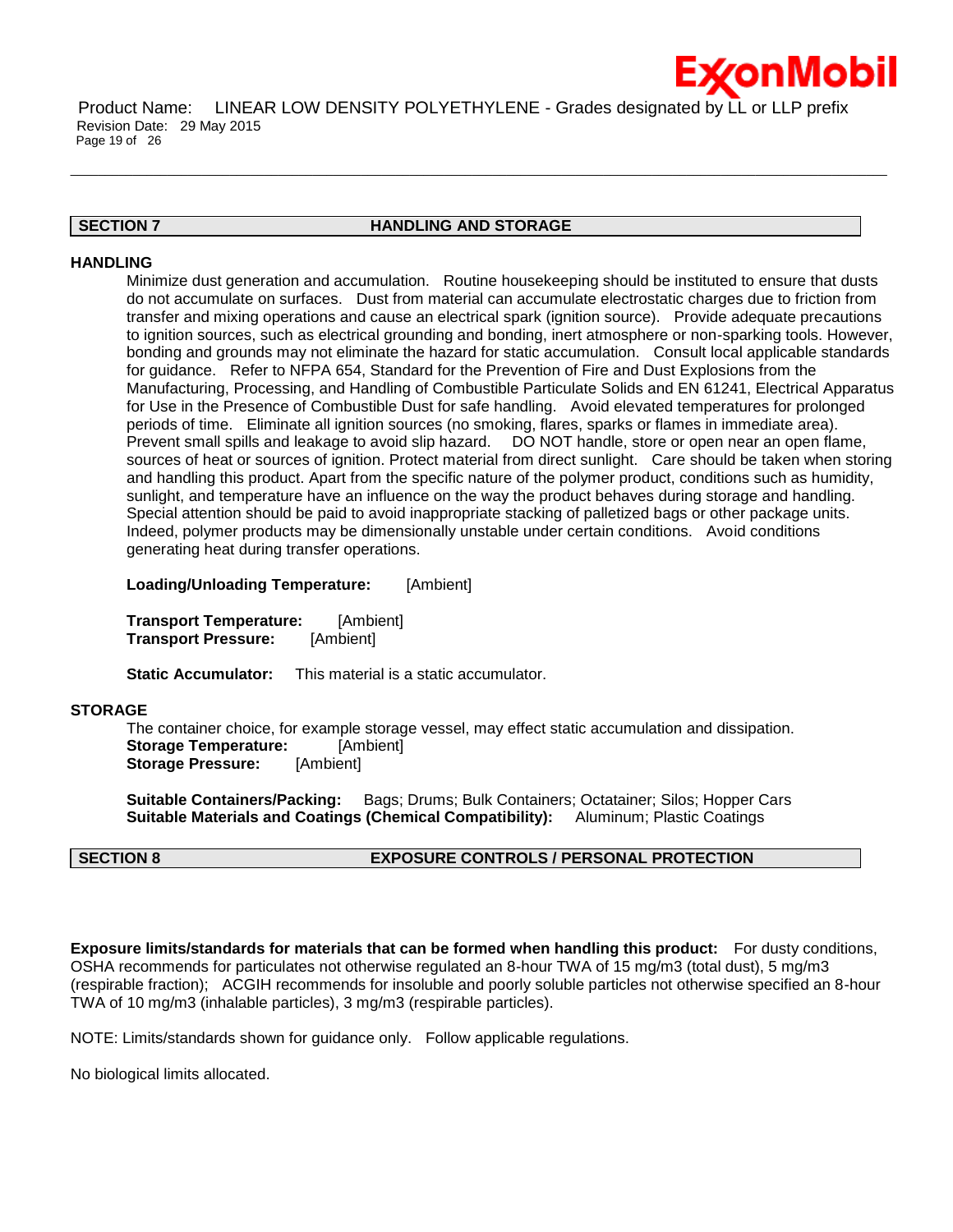## SECTION 7 HANDLING AND STORAGE

### HANDLING

Minimize dust generation and accumulation. Routine housekeeping should be instituted to ensure that dusts do not accumulate on surfaces. Dust from material can accumulate electrostatic charges due to friction from transfer and mixing operations and cause an electrical spark (ignition source). Provide adequate precautions to ignition sources, such as electrical grounding and bonding, inert atmosphere or non-sparking tools. However, bonding and grounds may not eliminate the hazard for static accumulation. Consult local applicable standards for guidance. Refer to NFPA 654, Standard for the Prevention of Fire and Dust Explosions from the Manufacturing, Processing, and Handling of Combustible Particulate Solids and EN 61241, Electrical Apparatus for Use in the Presence of Combustible Dust for safe handling. Avoid elevated temperatures for prolonged periods of time. Eliminate all ignition sources (no smoking, flares, sparks or flames in immediate area). Prevent small spills and leakage to avoid slip hazard. DO NOT handle, store or open near an open flame, sources of heat or sources of ignition. Protect material from direct sunlight. Care should be taken when storing and handling this product. Apart from the specific nature of the polymer product, conditions such as humidity, sunlight, and temperature have an influence on the way the product behaves during storage and handling. Special attention should be paid to avoid inappropriate stacking of palletized bags or other package units. Indeed, polymer products may be dimensionally unstable under certain conditions. Avoid conditions generating heat during transfer operations.

**Loading/Unloading Temperature:** [Ambient]

**Transport Temperature:** [Ambient]
**Transport Pressure:** [Ambient]

**Static Accumulator:** This material is a static accumulator.

### STORAGE

The container choice, for example storage vessel, may effect static accumulation and dissipation.
**Storage Temperature:** [Ambient]
**Storage Pressure:** [Ambient]

**Suitable Containers/Packing:** Bags; Drums; Bulk Containers; Octatainer; Silos; Hopper Cars
**Suitable Materials and Coatings (Chemical Compatibility):** Aluminum; Plastic Coatings

## SECTION 8 EXPOSURE CONTROLS / PERSONAL PROTECTION

**Exposure limits/standards for materials that can be formed when handling this product:** For dusty conditions, OSHA recommends for particulates not otherwise regulated an 8-hour TWA of 15 mg/m3 (total dust), 5 mg/m3 (respirable fraction); ACGIH recommends for insoluble and poorly soluble particles not otherwise specified an 8-hour TWA of 10 mg/m3 (inhalable particles), 3 mg/m3 (respirable particles).

NOTE: Limits/standards shown for guidance only. Follow applicable regulations.

No biological limits allocated.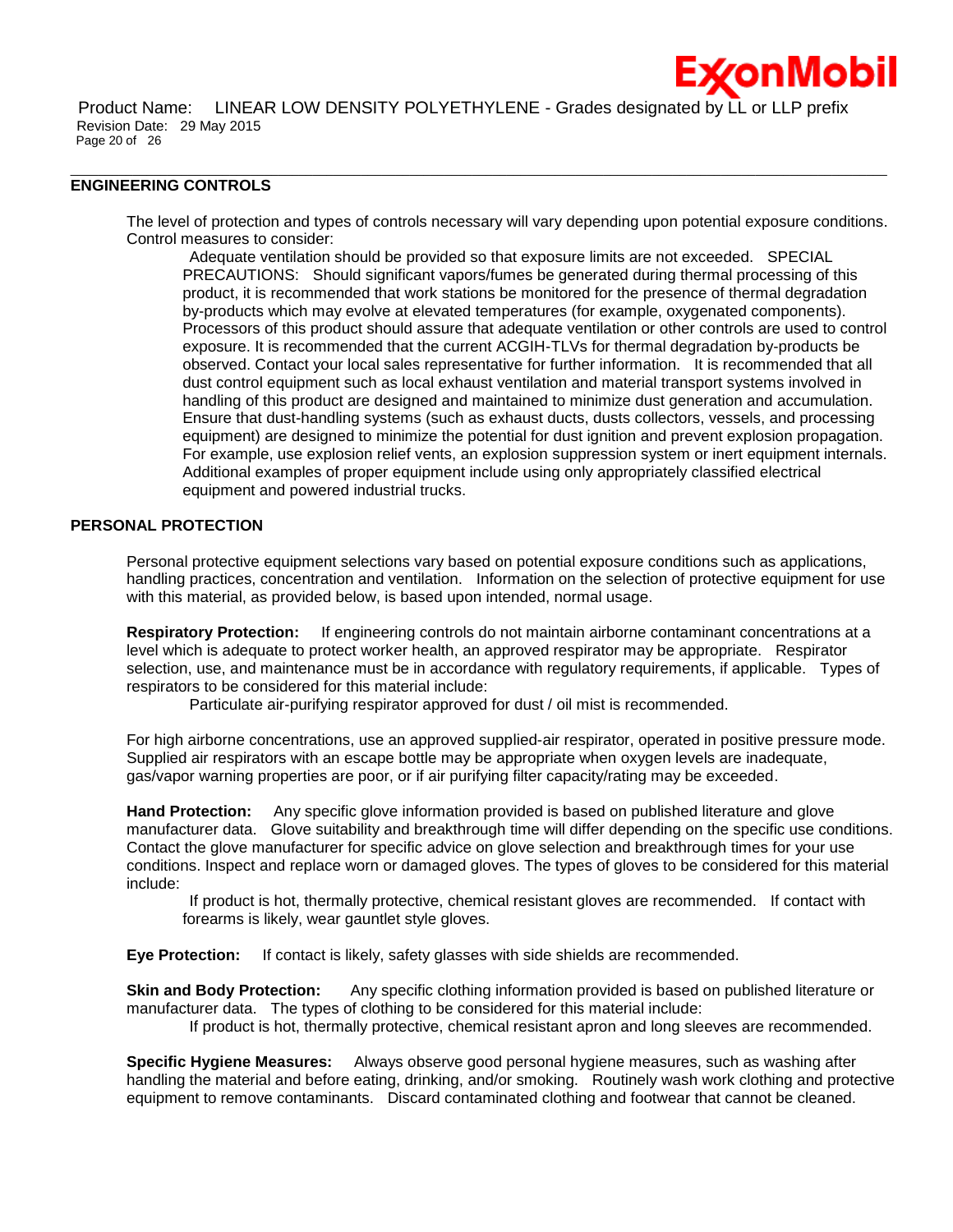## ENGINEERING CONTROLS

The level of protection and types of controls necessary will vary depending upon potential exposure conditions. Control measures to consider:

Adequate ventilation should be provided so that exposure limits are not exceeded. SPECIAL PRECAUTIONS: Should significant vapors/fumes be generated during thermal processing of this product, it is recommended that work stations be monitored for the presence of thermal degradation by-products which may evolve at elevated temperatures (for example, oxygenated components). Processors of this product should assure that adequate ventilation or other controls are used to control exposure. It is recommended that the current ACGIH-TLVs for thermal degradation by-products be observed. Contact your local sales representative for further information. It is recommended that all dust control equipment such as local exhaust ventilation and material transport systems involved in handling of this product are designed and maintained to minimize dust generation and accumulation. Ensure that dust-handling systems (such as exhaust ducts, dusts collectors, vessels, and processing equipment) are designed to minimize the potential for dust ignition and prevent explosion propagation. For example, use explosion relief vents, an explosion suppression system or inert equipment internals. Additional examples of proper equipment include using only appropriately classified electrical equipment and powered industrial trucks.

## PERSONAL PROTECTION

Personal protective equipment selections vary based on potential exposure conditions such as applications, handling practices, concentration and ventilation. Information on the selection of protective equipment for use with this material, as provided below, is based upon intended, normal usage.

**Respiratory Protection:** If engineering controls do not maintain airborne contaminant concentrations at a level which is adequate to protect worker health, an approved respirator may be appropriate. Respirator selection, use, and maintenance must be in accordance with regulatory requirements, if applicable. Types of respirators to be considered for this material include:

Particulate air-purifying respirator approved for dust / oil mist is recommended.

For high airborne concentrations, use an approved supplied-air respirator, operated in positive pressure mode. Supplied air respirators with an escape bottle may be appropriate when oxygen levels are inadequate, gas/vapor warning properties are poor, or if air purifying filter capacity/rating may be exceeded.

**Hand Protection:** Any specific glove information provided is based on published literature and glove manufacturer data. Glove suitability and breakthrough time will differ depending on the specific use conditions. Contact the glove manufacturer for specific advice on glove selection and breakthrough times for your use conditions. Inspect and replace worn or damaged gloves. The types of gloves to be considered for this material include:

If product is hot, thermally protective, chemical resistant gloves are recommended. If contact with forearms is likely, wear gauntlet style gloves.

**Eye Protection:** If contact is likely, safety glasses with side shields are recommended.

**Skin and Body Protection:** Any specific clothing information provided is based on published literature or manufacturer data. The types of clothing to be considered for this material include:

If product is hot, thermally protective, chemical resistant apron and long sleeves are recommended.

**Specific Hygiene Measures:** Always observe good personal hygiene measures, such as washing after handling the material and before eating, drinking, and/or smoking. Routinely wash work clothing and protective equipment to remove contaminants. Discard contaminated clothing and footwear that cannot be cleaned.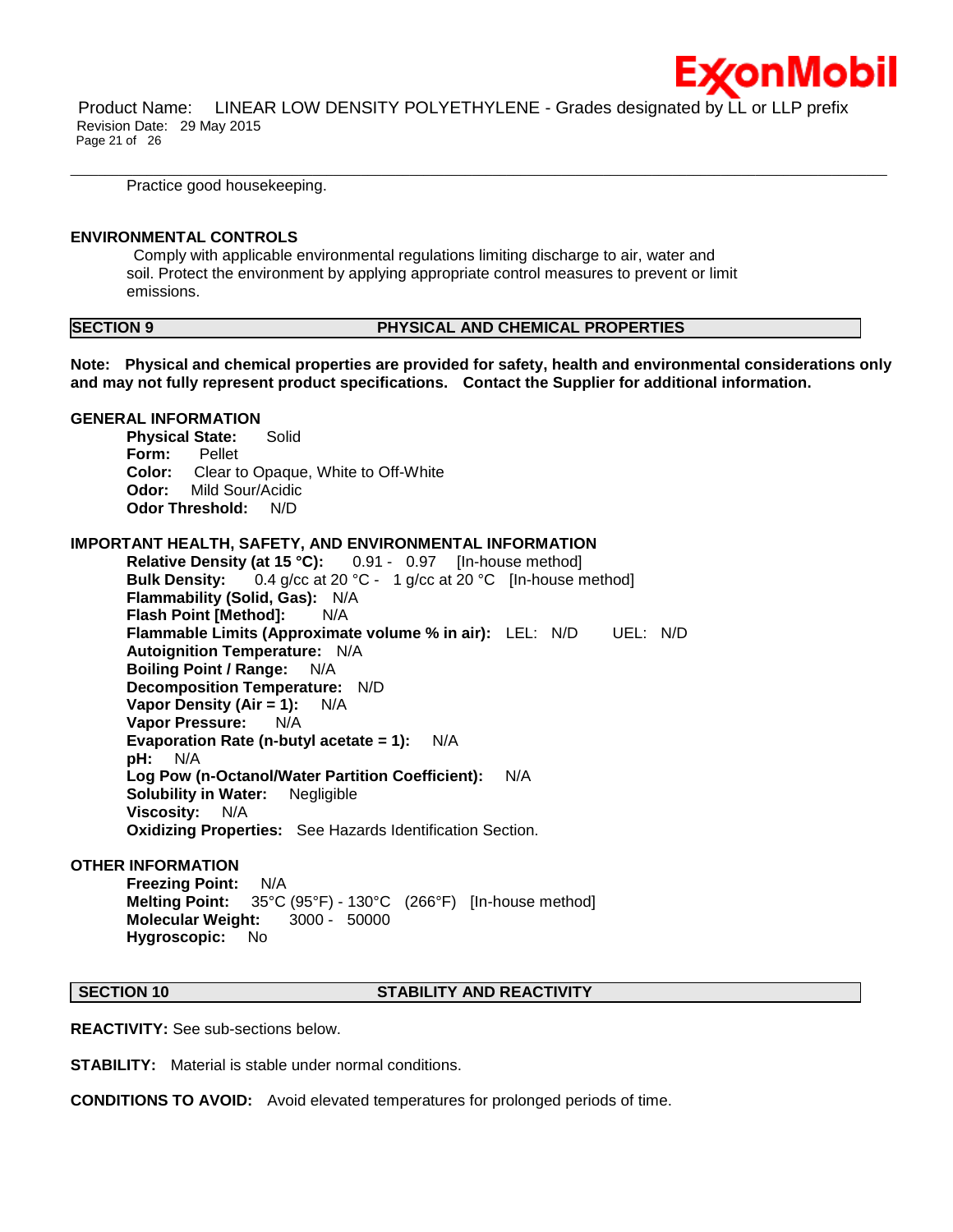Practice good housekeeping.

**ENVIRONMENTAL CONTROLS**

Comply with applicable environmental regulations limiting discharge to air, water and soil. Protect the environment by applying appropriate control measures to prevent or limit emissions.

## SECTION 9 PHYSICAL AND CHEMICAL PROPERTIES

**Note: Physical and chemical properties are provided for safety, health and environmental considerations only and may not fully represent product specifications. Contact the Supplier for additional information.**

**GENERAL INFORMATION**

**Physical State:** Solid
**Form:** Pellet
**Color:** Clear to Opaque, White to Off-White
**Odor:** Mild Sour/Acidic
**Odor Threshold:** N/D

**IMPORTANT HEALTH, SAFETY, AND ENVIRONMENTAL INFORMATION**

**Relative Density (at 15 °C):** 0.91 - 0.97 [In-house method]
**Bulk Density:** 0.4 g/cc at 20 °C - 1 g/cc at 20 °C [In-house method]
**Flammability (Solid, Gas):** N/A
**Flash Point [Method]:** N/A
**Flammable Limits (Approximate volume % in air):** LEL: N/D UEL: N/D
**Autoignition Temperature:** N/A
**Boiling Point / Range:** N/A
**Decomposition Temperature:** N/D
**Vapor Density (Air = 1):** N/A
**Vapor Pressure:** N/A
**Evaporation Rate (n-butyl acetate = 1):** N/A
**pH:** N/A
**Log Pow (n-Octanol/Water Partition Coefficient):** N/A
**Solubility in Water:** Negligible
**Viscosity:** N/A
**Oxidizing Properties:** See Hazards Identification Section.

**OTHER INFORMATION**

**Freezing Point:** N/A
**Melting Point:** 35°C (95°F) - 130°C (266°F) [In-house method]
**Molecular Weight:** 3000 - 50000
**Hygroscopic:** No

## SECTION 10 STABILITY AND REACTIVITY

**REACTIVITY:** See sub-sections below.

**STABILITY:** Material is stable under normal conditions.

**CONDITIONS TO AVOID:** Avoid elevated temperatures for prolonged periods of time.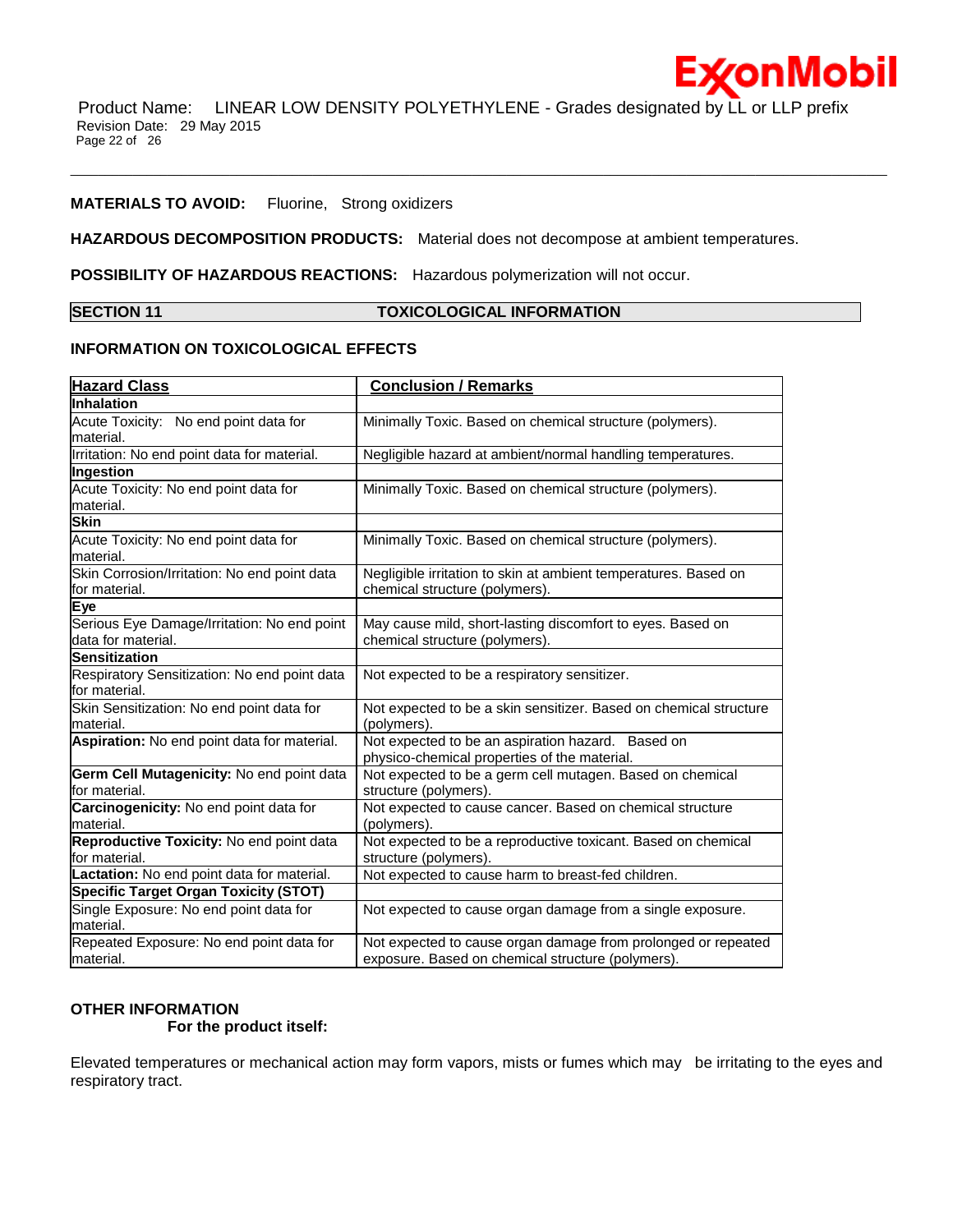**MATERIALS TO AVOID:** Fluorine, Strong oxidizers

**HAZARDOUS DECOMPOSITION PRODUCTS:** Material does not decompose at ambient temperatures.

**POSSIBILITY OF HAZARDOUS REACTIONS:** Hazardous polymerization will not occur.

## SECTION 11 TOXICOLOGICAL INFORMATION

### INFORMATION ON TOXICOLOGICAL EFFECTS

| Hazard Class | Conclusion / Remarks |
|---|---|
| **Inhalation** | |
| Acute Toxicity: No end point data for material. | Minimally Toxic. Based on chemical structure (polymers). |
| Irritation: No end point data for material. | Negligible hazard at ambient/normal handling temperatures. |
| **Ingestion** | |
| Acute Toxicity: No end point data for material. | Minimally Toxic. Based on chemical structure (polymers). |
| **Skin** | |
| Acute Toxicity: No end point data for material. | Minimally Toxic. Based on chemical structure (polymers). |
| Skin Corrosion/Irritation: No end point data for material. | Negligible irritation to skin at ambient temperatures. Based on chemical structure (polymers). |
| **Eye** | |
| Serious Eye Damage/Irritation: No end point data for material. | May cause mild, short-lasting discomfort to eyes. Based on chemical structure (polymers). |
| **Sensitization** | |
| Respiratory Sensitization: No end point data for material. | Not expected to be a respiratory sensitizer. |
| Skin Sensitization: No end point data for material. | Not expected to be a skin sensitizer. Based on chemical structure (polymers). |
| **Aspiration:** No end point data for material. | Not expected to be an aspiration hazard. Based on physico-chemical properties of the material. |
| **Germ Cell Mutagenicity:** No end point data for material. | Not expected to be a germ cell mutagen. Based on chemical structure (polymers). |
| **Carcinogenicity:** No end point data for material. | Not expected to cause cancer. Based on chemical structure (polymers). |
| **Reproductive Toxicity:** No end point data for material. | Not expected to be a reproductive toxicant. Based on chemical structure (polymers). |
| **Lactation:** No end point data for material. | Not expected to cause harm to breast-fed children. |
| **Specific Target Organ Toxicity (STOT)** | |
| Single Exposure: No end point data for material. | Not expected to cause organ damage from a single exposure. |
| Repeated Exposure: No end point data for material. | Not expected to cause organ damage from prolonged or repeated exposure. Based on chemical structure (polymers). |

### OTHER INFORMATION

**For the product itself:**

Elevated temperatures or mechanical action may form vapors, mists or fumes which may be irritating to the eyes and respiratory tract.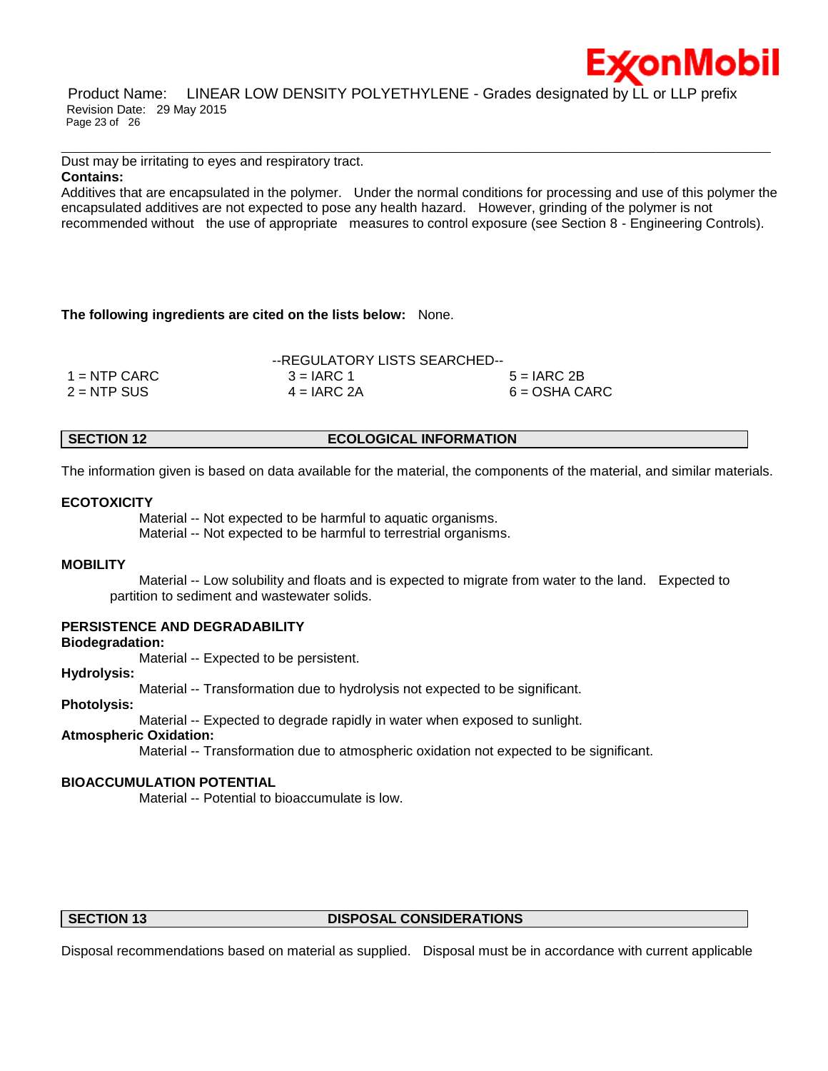Dust may be irritating to eyes and respiratory tract.

**Contains:**

Additives that are encapsulated in the polymer. Under the normal conditions for processing and use of this polymer the encapsulated additives are not expected to pose any health hazard. However, grinding of the polymer is not recommended without the use of appropriate measures to control exposure (see Section 8 - Engineering Controls).

**The following ingredients are cited on the lists below:** None.

--REGULATORY LISTS SEARCHED--

| | | |
|---|---|---|
| 1 = NTP CARC | 3 = IARC 1 | 5 = IARC 2B |
| 2 = NTP SUS | 4 = IARC 2A | 6 = OSHA CARC |

## SECTION 12 ECOLOGICAL INFORMATION

The information given is based on data available for the material, the components of the material, and similar materials.

### ECOTOXICITY

Material -- Not expected to be harmful to aquatic organisms.
Material -- Not expected to be harmful to terrestrial organisms.

### MOBILITY

Material -- Low solubility and floats and is expected to migrate from water to the land. Expected to partition to sediment and wastewater solids.

### PERSISTENCE AND DEGRADABILITY

**Biodegradation:**

Material -- Expected to be persistent.

**Hydrolysis:**

Material -- Transformation due to hydrolysis not expected to be significant.

**Photolysis:**

Material -- Expected to degrade rapidly in water when exposed to sunlight.

**Atmospheric Oxidation:**

Material -- Transformation due to atmospheric oxidation not expected to be significant.

### BIOACCUMULATION POTENTIAL

Material -- Potential to bioaccumulate is low.

## SECTION 13 DISPOSAL CONSIDERATIONS

Disposal recommendations based on material as supplied. Disposal must be in accordance with current applicable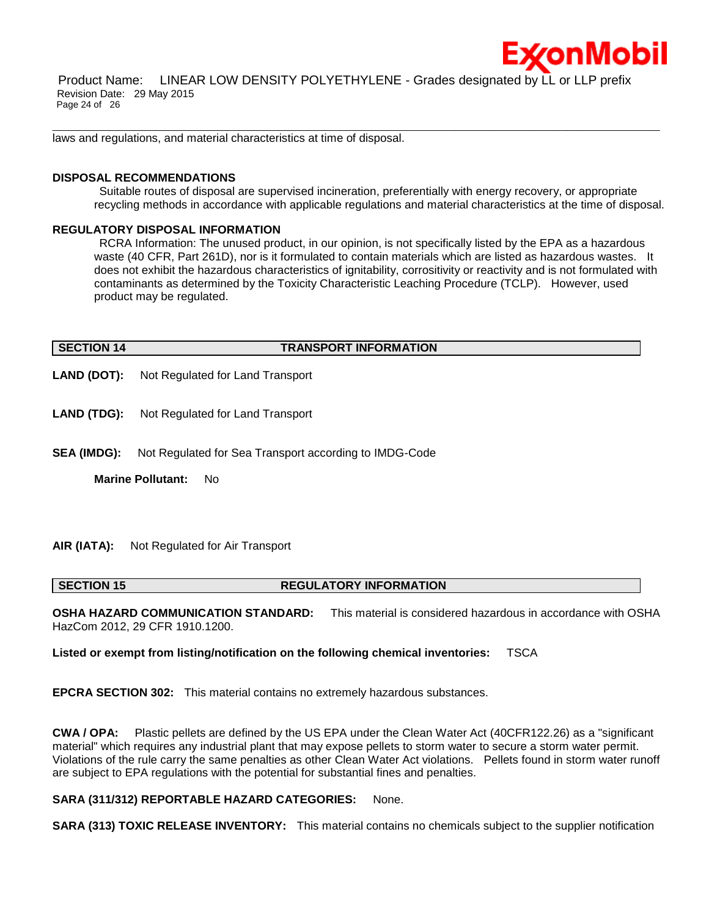laws and regulations, and material characteristics at time of disposal.

**DISPOSAL RECOMMENDATIONS**

Suitable routes of disposal are supervised incineration, preferentially with energy recovery, or appropriate recycling methods in accordance with applicable regulations and material characteristics at the time of disposal.

**REGULATORY DISPOSAL INFORMATION**

RCRA Information: The unused product, in our opinion, is not specifically listed by the EPA as a hazardous waste (40 CFR, Part 261D), nor is it formulated to contain materials which are listed as hazardous wastes. It does not exhibit the hazardous characteristics of ignitability, corrositivity or reactivity and is not formulated with contaminants as determined by the Toxicity Characteristic Leaching Procedure (TCLP). However, used product may be regulated.

## SECTION 14 TRANSPORT INFORMATION

**LAND (DOT):** Not Regulated for Land Transport

**LAND (TDG):** Not Regulated for Land Transport

**SEA (IMDG):** Not Regulated for Sea Transport according to IMDG-Code

**Marine Pollutant:** No

**AIR (IATA):** Not Regulated for Air Transport

## SECTION 15 REGULATORY INFORMATION

**OSHA HAZARD COMMUNICATION STANDARD:** This material is considered hazardous in accordance with OSHA HazCom 2012, 29 CFR 1910.1200.

**Listed or exempt from listing/notification on the following chemical inventories:** TSCA

**EPCRA SECTION 302:** This material contains no extremely hazardous substances.

**CWA / OPA:** Plastic pellets are defined by the US EPA under the Clean Water Act (40CFR122.26) as a "significant material" which requires any industrial plant that may expose pellets to storm water to secure a storm water permit. Violations of the rule carry the same penalties as other Clean Water Act violations. Pellets found in storm water runoff are subject to EPA regulations with the potential for substantial fines and penalties.

**SARA (311/312) REPORTABLE HAZARD CATEGORIES:** None.

**SARA (313) TOXIC RELEASE INVENTORY:** This material contains no chemicals subject to the supplier notification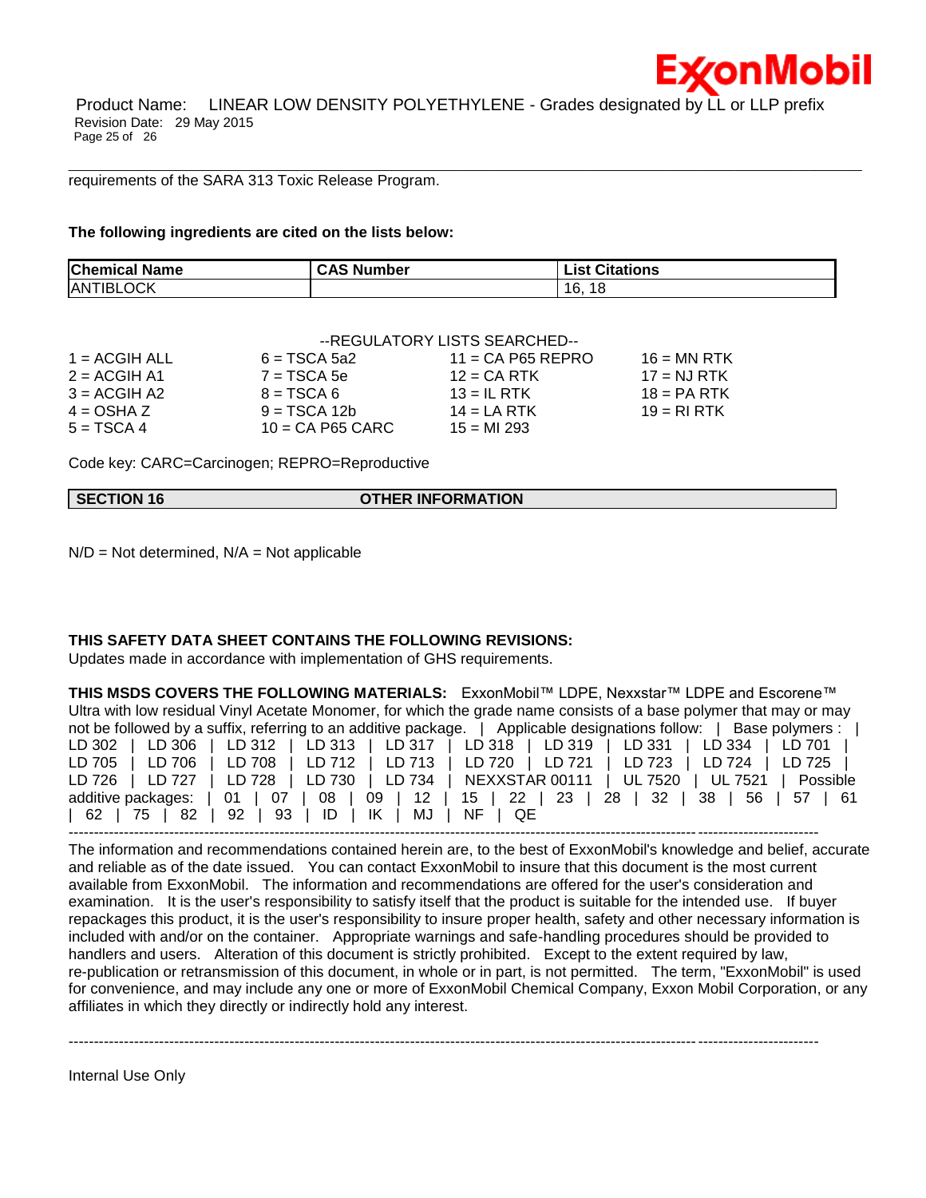requirements of the SARA 313 Toxic Release Program.

**The following ingredients are cited on the lists below:**

| Chemical Name | CAS Number | List Citations |
|---|---|---|
| ANTIBLOCK | | 16, 18 |

--REGULATORY LISTS SEARCHED--

| | | | |
|---|---|---|---|
| 1 = ACGIH ALL | 6 = TSCA 5a2 | 11 = CA P65 REPRO | 16 = MN RTK |
| 2 = ACGIH A1 | 7 = TSCA 5e | 12 = CA RTK | 17 = NJ RTK |
| 3 = ACGIH A2 | 8 = TSCA 6 | 13 = IL RTK | 18 = PA RTK |
| 4 = OSHA Z | 9 = TSCA 12b | 14 = LA RTK | 19 = RI RTK |
| 5 = TSCA 4 | 10 = CA P65 CARC | 15 = MI 293 | |

Code key: CARC=Carcinogen; REPRO=Reproductive

## SECTION 16 OTHER INFORMATION

N/D = Not determined, N/A = Not applicable

**THIS SAFETY DATA SHEET CONTAINS THE FOLLOWING REVISIONS:**
Updates made in accordance with implementation of GHS requirements.

**THIS MSDS COVERS THE FOLLOWING MATERIALS:** ExxonMobil™ LDPE, Nexxstar™ LDPE and Escorene™ Ultra with low residual Vinyl Acetate Monomer, for which the grade name consists of a base polymer that may or may not be followed by a suffix, referring to an additive package. | Applicable designations follow: | Base polymers : | LD 302 | LD 306 | LD 312 | LD 313 | LD 317 | LD 318 | LD 319 | LD 331 | LD 334 | LD 701 | LD 705 | LD 706 | LD 708 | LD 712 | LD 713 | LD 720 | LD 721 | LD 723 | LD 724 | LD 725 | LD 726 | LD 727 | LD 728 | LD 730 | LD 734 | NEXXSTAR 00111 | UL 7520 | UL 7521 | Possible additive packages: | 01 | 07 | 08 | 09 | 12 | 15 | 22 | 23 | 28 | 32 | 38 | 56 | 57 | 61 | 62 | 75 | 82 | 92 | 93 | ID | IK | MJ | NF | QE

---

The information and recommendations contained herein are, to the best of ExxonMobil's knowledge and belief, accurate and reliable as of the date issued. You can contact ExxonMobil to insure that this document is the most current available from ExxonMobil. The information and recommendations are offered for the user's consideration and examination. It is the user's responsibility to satisfy itself that the product is suitable for the intended use. If buyer repackages this product, it is the user's responsibility to insure proper health, safety and other necessary information is included with and/or on the container. Appropriate warnings and safe-handling procedures should be provided to handlers and users. Alteration of this document is strictly prohibited. Except to the extent required by law, re-publication or retransmission of this document, in whole or in part, is not permitted. The term, "ExxonMobil" is used for convenience, and may include any one or more of ExxonMobil Chemical Company, Exxon Mobil Corporation, or any affiliates in which they directly or indirectly hold any interest.

---

Internal Use Only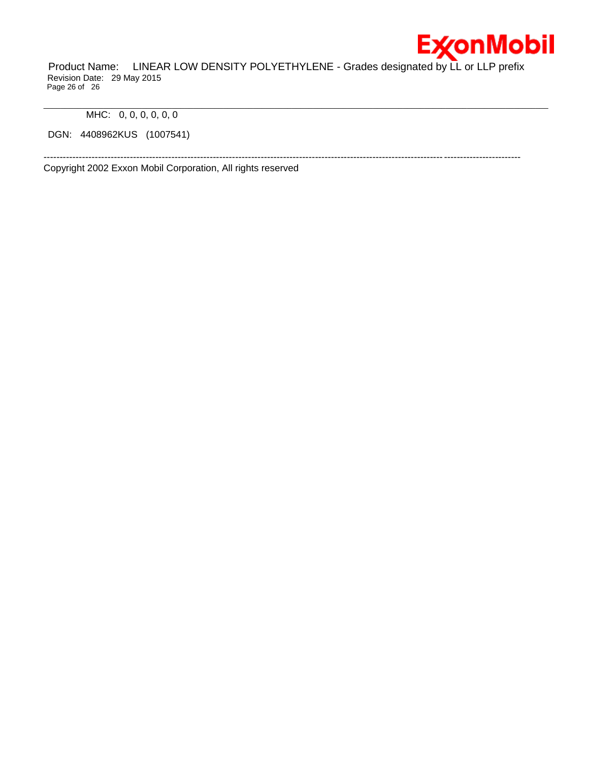MHC: 0, 0, 0, 0, 0, 0

DGN: 4408962KUS (1007541)

---

Copyright 2002 Exxon Mobil Corporation, All rights reserved